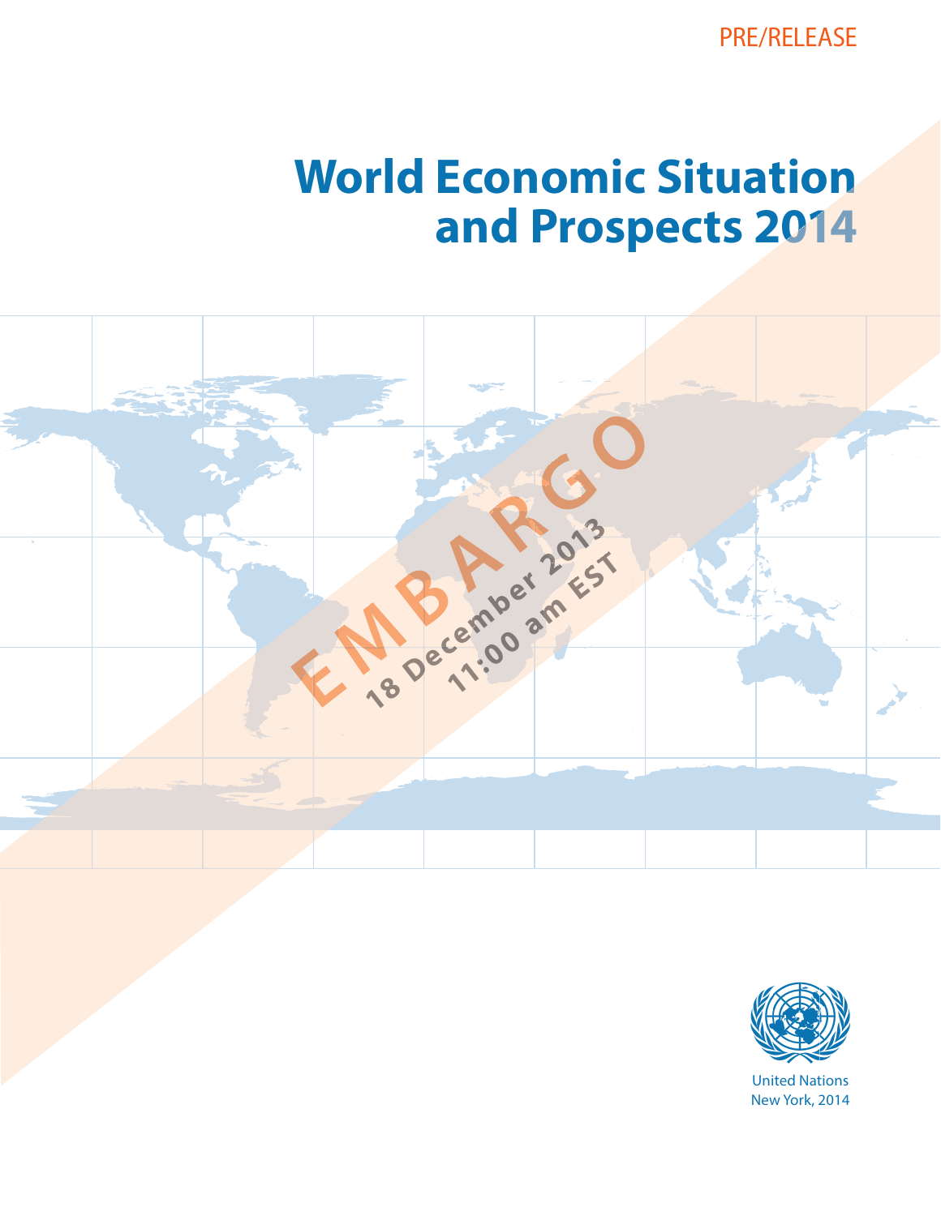PRE/RELEASE

# World Economic Situation and Prospects 2014

EMBARGO
18 December 2013
11:00 am EST

United Nations
New York, 2014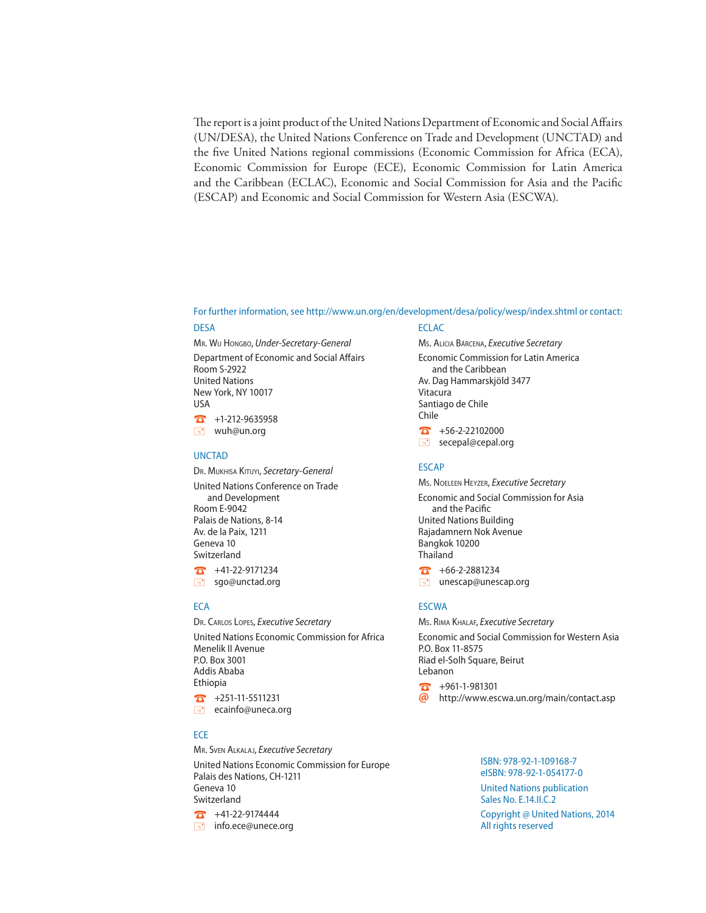The report is a joint product of the United Nations Department of Economic and Social Affairs (UN/DESA), the United Nations Conference on Trade and Development (UNCTAD) and the five United Nations regional commissions (Economic Commission for Africa (ECA), Economic Commission for Europe (ECE), Economic Commission for Latin America and the Caribbean (ECLAC), Economic and Social Commission for Asia and the Pacific (ESCAP) and Economic and Social Commission for Western Asia (ESCWA).

For further information, see http://www.un.org/en/development/desa/policy/wesp/index.shtml or contact:

**DESA**

Mr. Wu Hongbo, *Under-Secretary-General*

Department of Economic and Social Affairs
Room S-2922
United Nations
New York, NY 10017
USA

☎ +1-212-9635958
✉ wuh@un.org

**UNCTAD**

Dr. Mukhisa Kituyi, *Secretary-General*

United Nations Conference on Trade
and Development
Room E-9042
Palais de Nations, 8-14
Av. de la Paix, 1211
Geneva 10
Switzerland

☎ +41-22-9171234
✉ sgo@unctad.org

**ECA**

Dr. Carlos Lopes, *Executive Secretary*

United Nations Economic Commission for Africa
Menelik II Avenue
P.O. Box 3001
Addis Ababa
Ethiopia

☎ +251-11-5511231
✉ ecainfo@uneca.org

**ECE**

Mr. Sven Alkalaj, *Executive Secretary*

United Nations Economic Commission for Europe
Palais des Nations, CH-1211
Geneva 10
Switzerland

☎ +41-22-9174444
✉ info.ece@unece.org

**ECLAC**

Ms. Alicia Bárcena, *Executive Secretary*

Economic Commission for Latin America
and the Caribbean
Av. Dag Hammarskjöld 3477
Vitacura
Santiago de Chile
Chile

☎ +56-2-22102000
✉ secepal@cepal.org

**ESCAP**

Ms. Noeleen Heyzer, *Executive Secretary*

Economic and Social Commission for Asia
and the Pacific
United Nations Building
Rajadamnern Nok Avenue
Bangkok 10200
Thailand

☎ +66-2-2881234
✉ unescap@unescap.org

**ESCWA**

Ms. Rima Khalaf, *Executive Secretary*

Economic and Social Commission for Western Asia
P.O. Box 11-8575
Riad el-Solh Square, Beirut
Lebanon

☎ +961-1-981301
@ http://www.escwa.un.org/main/contact.asp

ISBN: 978-92-1-109168-7
eISBN: 978-92-1-054177-0

United Nations publication
Sales No. E.14.II.C.2

Copyright @ United Nations, 2014
All rights reserved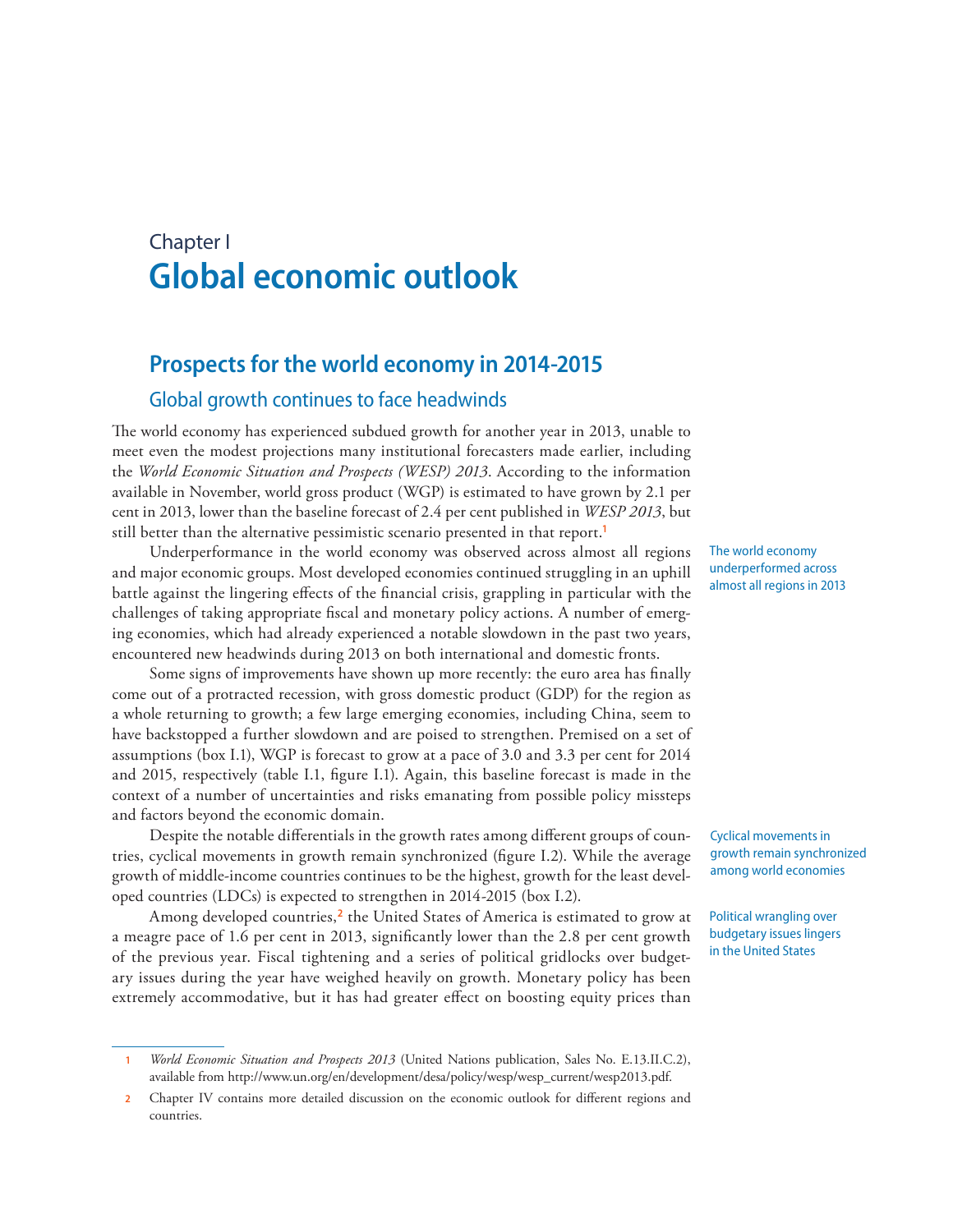# Chapter I
# Global economic outlook

## Prospects for the world economy in 2014-2015

### Global growth continues to face headwinds

The world economy has experienced subdued growth for another year in 2013, unable to meet even the modest projections many institutional forecasters made earlier, including the *World Economic Situation and Prospects (WESP) 2013*. According to the information available in November, world gross product (WGP) is estimated to have grown by 2.1 per cent in 2013, lower than the baseline forecast of 2.4 per cent published in *WESP 2013*, but still better than the alternative pessimistic scenario presented in that report.[1]

The world economy underperformed across almost all regions in 2013

Underperformance in the world economy was observed across almost all regions and major economic groups. Most developed economies continued struggling in an uphill battle against the lingering effects of the financial crisis, grappling in particular with the challenges of taking appropriate fiscal and monetary policy actions. A number of emerging economies, which had already experienced a notable slowdown in the past two years, encountered new headwinds during 2013 on both international and domestic fronts.

Some signs of improvements have shown up more recently: the euro area has finally come out of a protracted recession, with gross domestic product (GDP) for the region as a whole returning to growth; a few large emerging economies, including China, seem to have backstopped a further slowdown and are poised to strengthen. Premised on a set of assumptions (box I.1), WGP is forecast to grow at a pace of 3.0 and 3.3 per cent for 2014 and 2015, respectively (table I.1, figure I.1). Again, this baseline forecast is made in the context of a number of uncertainties and risks emanating from possible policy missteps and factors beyond the economic domain.

Cyclical movements in growth remain synchronized among world economies

Despite the notable differentials in the growth rates among different groups of countries, cyclical movements in growth remain synchronized (figure I.2). While the average growth of middle-income countries continues to be the highest, growth for the least developed countries (LDCs) is expected to strengthen in 2014-2015 (box I.2).

Political wrangling over budgetary issues lingers in the United States

Among developed countries,[2] the United States of America is estimated to grow at a meagre pace of 1.6 per cent in 2013, significantly lower than the 2.8 per cent growth of the previous year. Fiscal tightening and a series of political gridlocks over budgetary issues during the year have weighed heavily on growth. Monetary policy has been extremely accommodative, but it has had greater effect on boosting equity prices than

---

1 *World Economic Situation and Prospects 2013* (United Nations publication, Sales No. E.13.II.C.2), available from http://www.un.org/en/development/desa/policy/wesp/wesp_current/wesp2013.pdf.

2 Chapter IV contains more detailed discussion on the economic outlook for different regions and countries.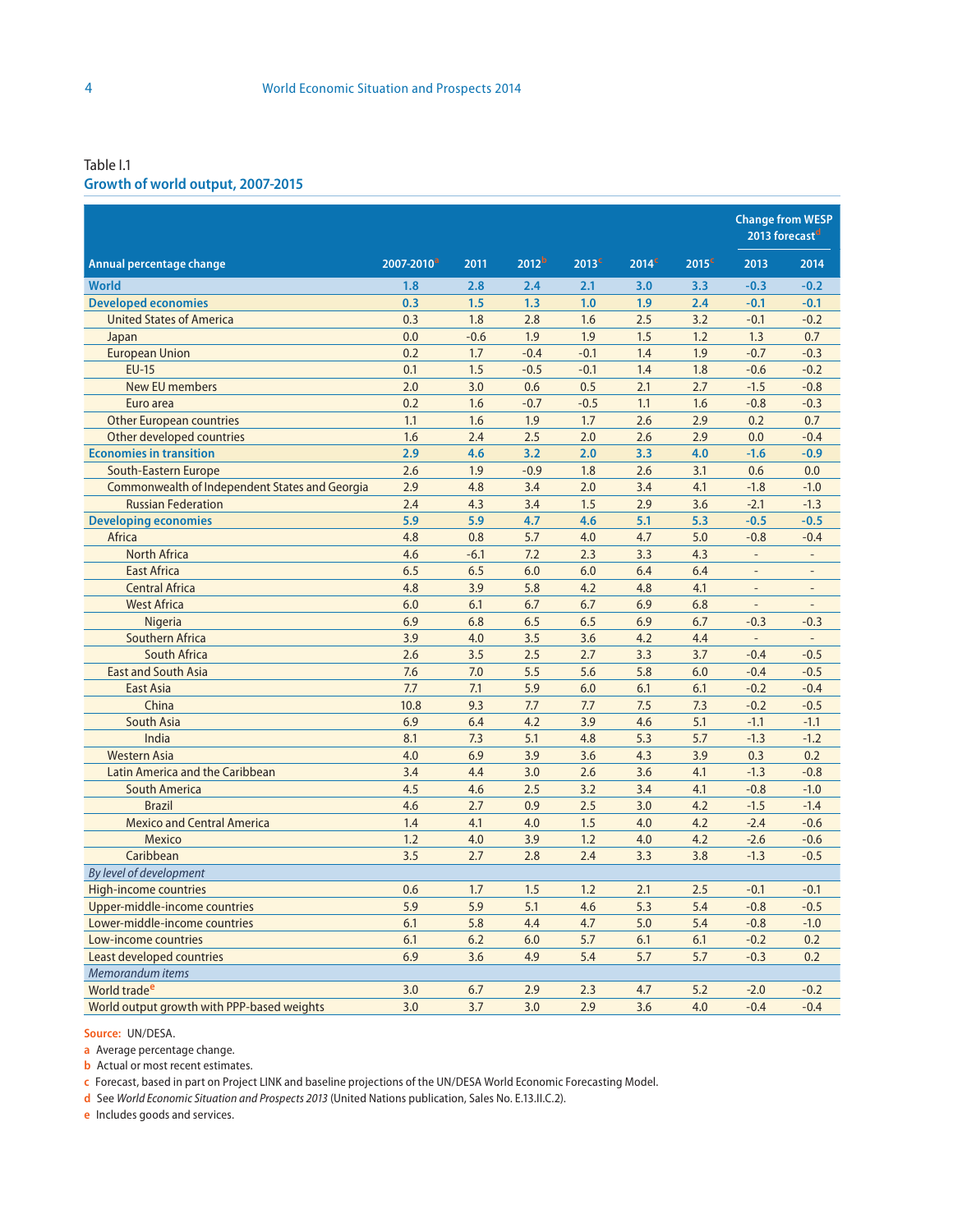Table I.1

**Growth of world output, 2007-2015**

| Annual percentage change | 2007-2010[a] | 2011 | 2012[b] | 2013[c] | 2014[c] | 2015[c] | Change from WESP 2013 forecast[d] | |
|---|---|---|---|---|---|---|---|---|
| | | | | | | | 2013 | 2014 |
| **World** | **1.8** | **2.8** | **2.4** | **2.1** | **3.0** | **3.3** | **-0.3** | **-0.2** |
| **Developed economies** | **0.3** | **1.5** | **1.3** | **1.0** | **1.9** | **2.4** | **-0.1** | **-0.1** |
| United States of America | 0.3 | 1.8 | 2.8 | 1.6 | 2.5 | 3.2 | -0.1 | -0.2 |
| Japan | 0.0 | -0.6 | 1.9 | 1.9 | 1.5 | 1.2 | 1.3 | 0.7 |
| European Union | 0.2 | 1.7 | -0.4 | -0.1 | 1.4 | 1.9 | -0.7 | -0.3 |
| EU-15 | 0.1 | 1.5 | -0.5 | -0.1 | 1.4 | 1.8 | -0.6 | -0.2 |
| New EU members | 2.0 | 3.0 | 0.6 | 0.5 | 2.1 | 2.7 | -1.5 | -0.8 |
| Euro area | 0.2 | 1.6 | -0.7 | -0.5 | 1.1 | 1.6 | -0.8 | -0.3 |
| Other European countries | 1.1 | 1.6 | 1.9 | 1.7 | 2.6 | 2.9 | 0.2 | 0.7 |
| Other developed countries | 1.6 | 2.4 | 2.5 | 2.0 | 2.6 | 2.9 | 0.0 | -0.4 |
| **Economies in transition** | **2.9** | **4.6** | **3.2** | **2.0** | **3.3** | **4.0** | **-1.6** | **-0.9** |
| South-Eastern Europe | 2.6 | 1.9 | -0.9 | 1.8 | 2.6 | 3.1 | 0.6 | 0.0 |
| Commonwealth of Independent States and Georgia | 2.9 | 4.8 | 3.4 | 2.0 | 3.4 | 4.1 | -1.8 | -1.0 |
| Russian Federation | 2.4 | 4.3 | 3.4 | 1.5 | 2.9 | 3.6 | -2.1 | -1.3 |
| **Developing economies** | **5.9** | **5.9** | **4.7** | **4.6** | **5.1** | **5.3** | **-0.5** | **-0.5** |
| Africa | 4.8 | 0.8 | 5.7 | 4.0 | 4.7 | 5.0 | -0.8 | -0.4 |
| North Africa | 4.6 | -6.1 | 7.2 | 2.3 | 3.3 | 4.3 | - | - |
| East Africa | 6.5 | 6.5 | 6.0 | 6.0 | 6.4 | 6.4 | - | - |
| Central Africa | 4.8 | 3.9 | 5.8 | 4.2 | 4.8 | 4.1 | - | - |
| West Africa | 6.0 | 6.1 | 6.7 | 6.7 | 6.9 | 6.8 | - | - |
| Nigeria | 6.9 | 6.8 | 6.5 | 6.5 | 6.9 | 6.7 | -0.3 | -0.3 |
| Southern Africa | 3.9 | 4.0 | 3.5 | 3.6 | 4.2 | 4.4 | - | - |
| South Africa | 2.6 | 3.5 | 2.5 | 2.7 | 3.3 | 3.7 | -0.4 | -0.5 |
| East and South Asia | 7.6 | 7.0 | 5.5 | 5.6 | 5.8 | 6.0 | -0.4 | -0.5 |
| East Asia | 7.7 | 7.1 | 5.9 | 6.0 | 6.1 | 6.1 | -0.2 | -0.4 |
| China | 10.8 | 9.3 | 7.7 | 7.7 | 7.5 | 7.3 | -0.2 | -0.5 |
| South Asia | 6.9 | 6.4 | 4.2 | 3.9 | 4.6 | 5.1 | -1.1 | -1.1 |
| India | 8.1 | 7.3 | 5.1 | 4.8 | 5.3 | 5.7 | -1.3 | -1.2 |
| Western Asia | 4.0 | 6.9 | 3.9 | 3.6 | 4.3 | 3.9 | 0.3 | 0.2 |
| Latin America and the Caribbean | 3.4 | 4.4 | 3.0 | 2.6 | 3.6 | 4.1 | -1.3 | -0.8 |
| South America | 4.5 | 4.6 | 2.5 | 3.2 | 3.4 | 4.1 | -0.8 | -1.0 |
| Brazil | 4.6 | 2.7 | 0.9 | 2.5 | 3.0 | 4.2 | -1.5 | -1.4 |
| Mexico and Central America | 1.4 | 4.1 | 4.0 | 1.5 | 4.0 | 4.2 | -2.4 | -0.6 |
| Mexico | 1.2 | 4.0 | 3.9 | 1.2 | 4.0 | 4.2 | -2.6 | -0.6 |
| Caribbean | 3.5 | 2.7 | 2.8 | 2.4 | 3.3 | 3.8 | -1.3 | -0.5 |
| *By level of development* | | | | | | | | |
| High-income countries | 0.6 | 1.7 | 1.5 | 1.2 | 2.1 | 2.5 | -0.1 | -0.1 |
| Upper-middle-income countries | 5.9 | 5.9 | 5.1 | 4.6 | 5.3 | 5.4 | -0.8 | -0.5 |
| Lower-middle-income countries | 6.1 | 5.8 | 4.4 | 4.7 | 5.0 | 5.4 | -0.8 | -1.0 |
| Low-income countries | 6.1 | 6.2 | 6.0 | 5.7 | 6.1 | 6.1 | -0.2 | 0.2 |
| Least developed countries | 6.9 | 3.6 | 4.9 | 5.4 | 5.7 | 5.7 | -0.3 | 0.2 |
| *Memorandum items* | | | | | | | | |
| World trade[e] | 3.0 | 6.7 | 2.9 | 2.3 | 4.7 | 5.2 | -2.0 | -0.2 |
| World output growth with PPP-based weights | 3.0 | 3.7 | 3.0 | 2.9 | 3.6 | 4.0 | -0.4 | -0.4 |

**Source:** UN/DESA.

a Average percentage change.

b Actual or most recent estimates.

c Forecast, based in part on Project LINK and baseline projections of the UN/DESA World Economic Forecasting Model.

d See *World Economic Situation and Prospects 2013* (United Nations publication, Sales No. E.13.II.C.2).

e Includes goods and services.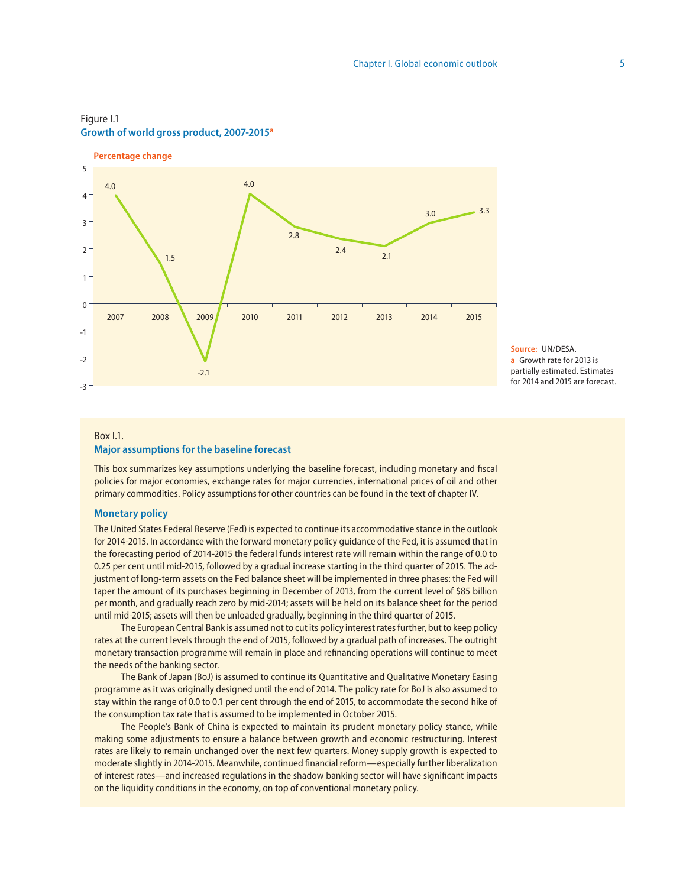Figure I.1
**Growth of world gross product, 2007-2015[a]**

Percentage change

| Year | 2007 | 2008 | 2009 | 2010 | 2011 | 2012 | 2013 | 2014 | 2015 |
|---|---|---|---|---|---|---|---|---|---|
| Percentage change | 4.0 | 1.5 | -2.1 | 4.0 | 2.8 | 2.4 | 2.1 | 3.0 | 3.3 |

**Source:** UN/DESA.
a Growth rate for 2013 is partially estimated. Estimates for 2014 and 2015 are forecast.

Box I.1.
**Major assumptions for the baseline forecast**

This box summarizes key assumptions underlying the baseline forecast, including monetary and fiscal policies for major economies, exchange rates for major currencies, international prices of oil and other primary commodities. Policy assumptions for other countries can be found in the text of chapter IV.

### Monetary policy

The United States Federal Reserve (Fed) is expected to continue its accommodative stance in the outlook for 2014-2015. In accordance with the forward monetary policy guidance of the Fed, it is assumed that in the forecasting period of 2014-2015 the federal funds interest rate will remain within the range of 0.0 to 0.25 per cent until mid-2015, followed by a gradual increase starting in the third quarter of 2015. The adjustment of long-term assets on the Fed balance sheet will be implemented in three phases: the Fed will taper the amount of its purchases beginning in December of 2013, from the current level of $85 billion per month, and gradually reach zero by mid-2014; assets will be held on its balance sheet for the period until mid-2015; assets will then be unloaded gradually, beginning in the third quarter of 2015.

The European Central Bank is assumed not to cut its policy interest rates further, but to keep policy rates at the current levels through the end of 2015, followed by a gradual path of increases. The outright monetary transaction programme will remain in place and refinancing operations will continue to meet the needs of the banking sector.

The Bank of Japan (BoJ) is assumed to continue its Quantitative and Qualitative Monetary Easing programme as it was originally designed until the end of 2014. The policy rate for BoJ is also assumed to stay within the range of 0.0 to 0.1 per cent through the end of 2015, to accommodate the second hike of the consumption tax rate that is assumed to be implemented in October 2015.

The People's Bank of China is expected to maintain its prudent monetary policy stance, while making some adjustments to ensure a balance between growth and economic restructuring. Interest rates are likely to remain unchanged over the next few quarters. Money supply growth is expected to moderate slightly in 2014-2015. Meanwhile, continued financial reform—especially further liberalization of interest rates—and increased regulations in the shadow banking sector will have significant impacts on the liquidity conditions in the economy, on top of conventional monetary policy.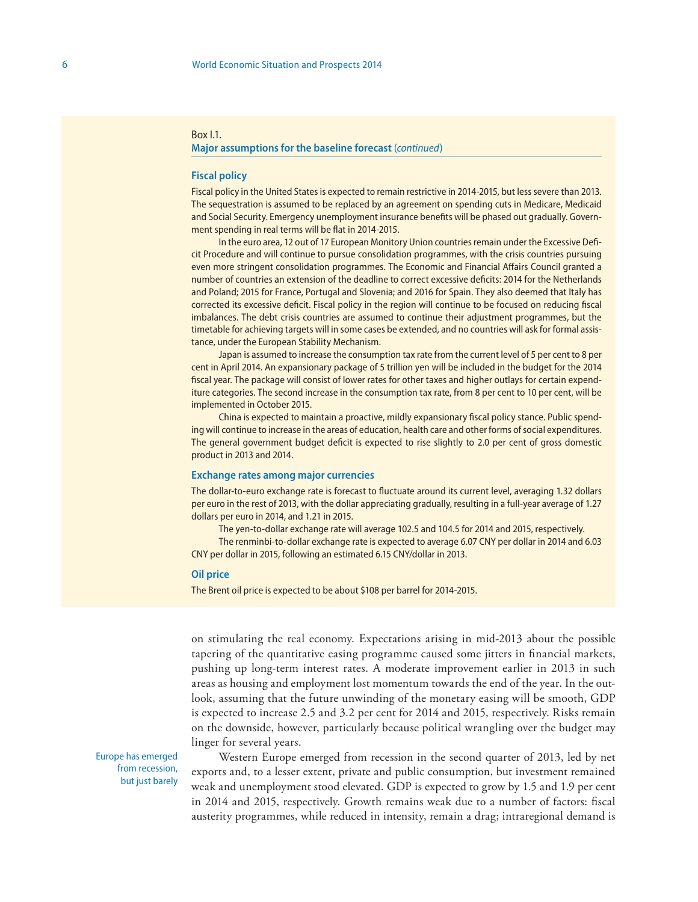Box I.1.

**Major assumptions for the baseline forecast** (*continued*)

### Fiscal policy

Fiscal policy in the United States is expected to remain restrictive in 2014-2015, but less severe than 2013. The sequestration is assumed to be replaced by an agreement on spending cuts in Medicare, Medicaid and Social Security. Emergency unemployment insurance benefits will be phased out gradually. Government spending in real terms will be flat in 2014-2015.

In the euro area, 12 out of 17 European Monitory Union countries remain under the Excessive Deficit Procedure and will continue to pursue consolidation programmes, with the crisis countries pursuing even more stringent consolidation programmes. The Economic and Financial Affairs Council granted a number of countries an extension of the deadline to correct excessive deficits: 2014 for the Netherlands and Poland; 2015 for France, Portugal and Slovenia; and 2016 for Spain. They also deemed that Italy has corrected its excessive deficit. Fiscal policy in the region will continue to be focused on reducing fiscal imbalances. The debt crisis countries are assumed to continue their adjustment programmes, but the timetable for achieving targets will in some cases be extended, and no countries will ask for formal assistance, under the European Stability Mechanism.

Japan is assumed to increase the consumption tax rate from the current level of 5 per cent to 8 per cent in April 2014. An expansionary package of 5 trillion yen will be included in the budget for the 2014 fiscal year. The package will consist of lower rates for other taxes and higher outlays for certain expenditure categories. The second increase in the consumption tax rate, from 8 per cent to 10 per cent, will be implemented in October 2015.

China is expected to maintain a proactive, mildly expansionary fiscal policy stance. Public spending will continue to increase in the areas of education, health care and other forms of social expenditures. The general government budget deficit is expected to rise slightly to 2.0 per cent of gross domestic product in 2013 and 2014.

### Exchange rates among major currencies

The dollar-to-euro exchange rate is forecast to fluctuate around its current level, averaging 1.32 dollars per euro in the rest of 2013, with the dollar appreciating gradually, resulting in a full-year average of 1.27 dollars per euro in 2014, and 1.21 in 2015.

The yen-to-dollar exchange rate will average 102.5 and 104.5 for 2014 and 2015, respectively.

The renminbi-to-dollar exchange rate is expected to average 6.07 CNY per dollar in 2014 and 6.03 CNY per dollar in 2015, following an estimated 6.15 CNY/dollar in 2013.

### Oil price

The Brent oil price is expected to be about $108 per barrel for 2014-2015.

---

on stimulating the real economy. Expectations arising in mid-2013 about the possible tapering of the quantitative easing programme caused some jitters in financial markets, pushing up long-term interest rates. A moderate improvement earlier in 2013 in such areas as housing and employment lost momentum towards the end of the year. In the outlook, assuming that the future unwinding of the monetary easing will be smooth, GDP is expected to increase 2.5 and 3.2 per cent for 2014 and 2015, respectively. Risks remain on the downside, however, particularly because political wrangling over the budget may linger for several years.

*Europe has emerged from recession, but just barely*

Western Europe emerged from recession in the second quarter of 2013, led by net exports and, to a lesser extent, private and public consumption, but investment remained weak and unemployment stood elevated. GDP is expected to grow by 1.5 and 1.9 per cent in 2014 and 2015, respectively. Growth remains weak due to a number of factors: fiscal austerity programmes, while reduced in intensity, remain a drag; intraregional demand is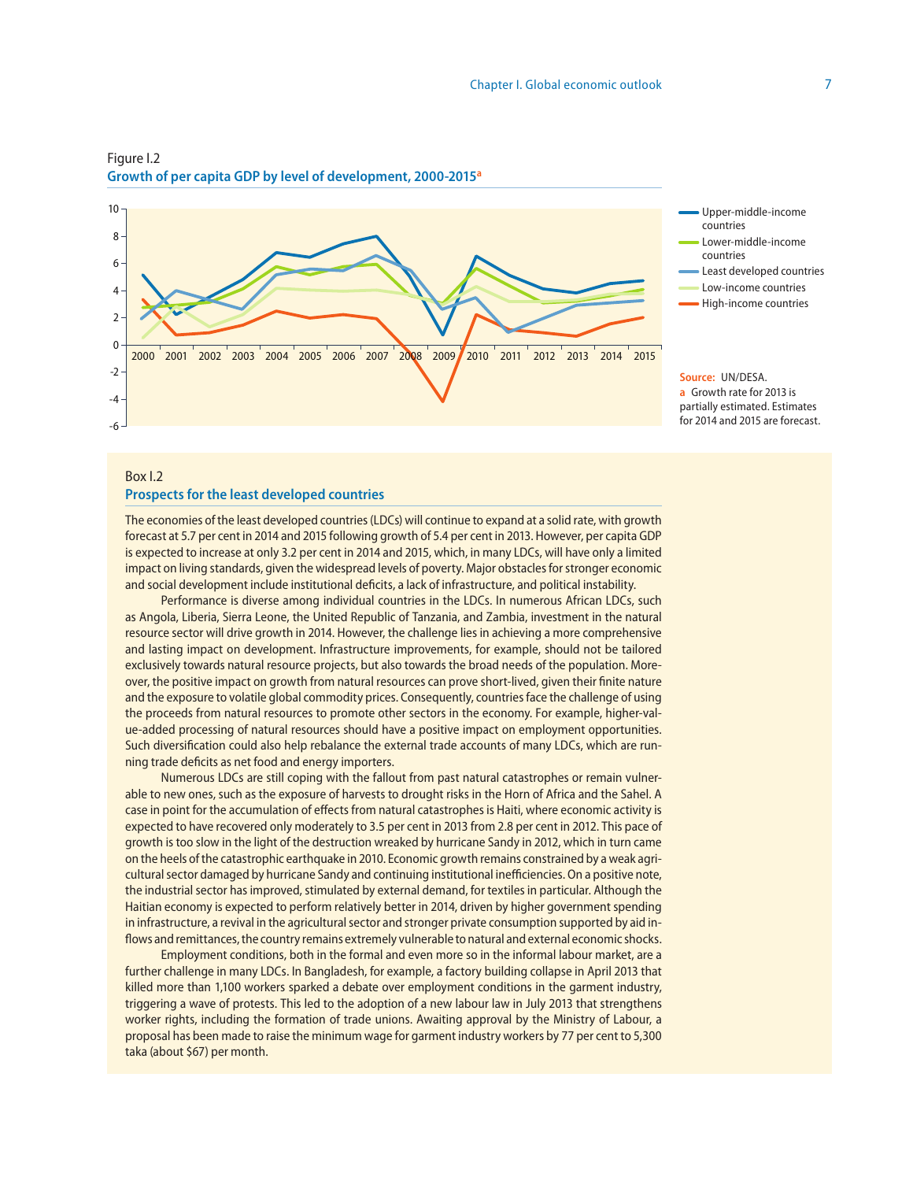Figure I.2

**Growth of per capita GDP by level of development, 2000-2015[a]**

10
8
6
4
2
0
-2
-4
-6

2000 2001 2002 2003 2004 2005 2006 2007 2008 2009 2010 2011 2012 2013 2014 2015

Upper-middle-income countries
Lower-middle-income countries
Least developed countries
Low-income countries
High-income countries

**Source:** UN/DESA.

a Growth rate for 2013 is partially estimated. Estimates for 2014 and 2015 are forecast.

Box I.2

## Prospects for the least developed countries

The economies of the least developed countries (LDCs) will continue to expand at a solid rate, with growth forecast at 5.7 per cent in 2014 and 2015 following growth of 5.4 per cent in 2013. However, per capita GDP is expected to increase at only 3.2 per cent in 2014 and 2015, which, in many LDCs, will have only a limited impact on living standards, given the widespread levels of poverty. Major obstacles for stronger economic and social development include institutional deficits, a lack of infrastructure, and political instability.

Performance is diverse among individual countries in the LDCs. In numerous African LDCs, such as Angola, Liberia, Sierra Leone, the United Republic of Tanzania, and Zambia, investment in the natural resource sector will drive growth in 2014. However, the challenge lies in achieving a more comprehensive and lasting impact on development. Infrastructure improvements, for example, should not be tailored exclusively towards natural resource projects, but also towards the broad needs of the population. Moreover, the positive impact on growth from natural resources can prove short-lived, given their finite nature and the exposure to volatile global commodity prices. Consequently, countries face the challenge of using the proceeds from natural resources to promote other sectors in the economy. For example, higher-value-added processing of natural resources should have a positive impact on employment opportunities. Such diversification could also help rebalance the external trade accounts of many LDCs, which are running trade deficits as net food and energy importers.

Numerous LDCs are still coping with the fallout from past natural catastrophes or remain vulnerable to new ones, such as the exposure of harvests to drought risks in the Horn of Africa and the Sahel. A case in point for the accumulation of effects from natural catastrophes is Haiti, where economic activity is expected to have recovered only moderately to 3.5 per cent in 2013 from 2.8 per cent in 2012. This pace of growth is too slow in the light of the destruction wreaked by hurricane Sandy in 2012, which in turn came on the heels of the catastrophic earthquake in 2010. Economic growth remains constrained by a weak agricultural sector damaged by hurricane Sandy and continuing institutional inefficiencies. On a positive note, the industrial sector has improved, stimulated by external demand, for textiles in particular. Although the Haitian economy is expected to perform relatively better in 2014, driven by higher government spending in infrastructure, a revival in the agricultural sector and stronger private consumption supported by aid inflows and remittances, the country remains extremely vulnerable to natural and external economic shocks.

Employment conditions, both in the formal and even more so in the informal labour market, are a further challenge in many LDCs. In Bangladesh, for example, a factory building collapse in April 2013 that killed more than 1,100 workers sparked a debate over employment conditions in the garment industry, triggering a wave of protests. This led to the adoption of a new labour law in July 2013 that strengthens worker rights, including the formation of trade unions. Awaiting approval by the Ministry of Labour, a proposal has been made to raise the minimum wage for garment industry workers by 77 per cent to 5,300 taka (about $67) per month.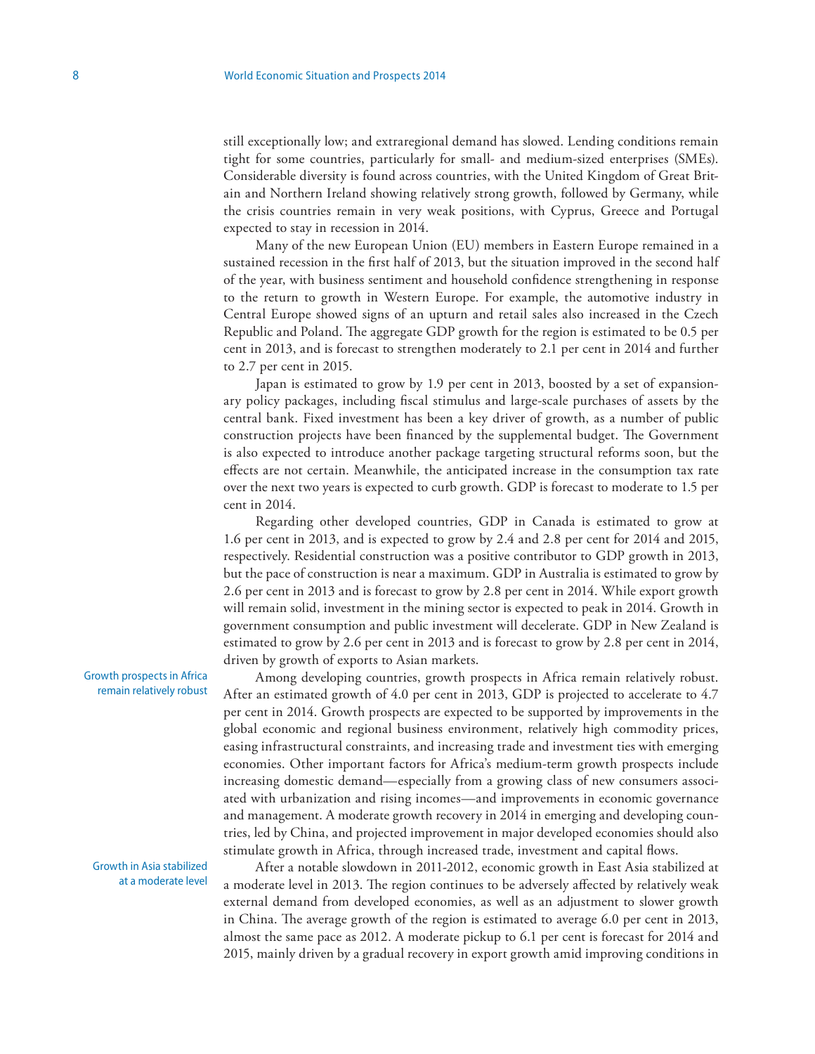still exceptionally low; and extraregional demand has slowed. Lending conditions remain tight for some countries, particularly for small- and medium-sized enterprises (SMEs). Considerable diversity is found across countries, with the United Kingdom of Great Britain and Northern Ireland showing relatively strong growth, followed by Germany, while the crisis countries remain in very weak positions, with Cyprus, Greece and Portugal expected to stay in recession in 2014.

Many of the new European Union (EU) members in Eastern Europe remained in a sustained recession in the first half of 2013, but the situation improved in the second half of the year, with business sentiment and household confidence strengthening in response to the return to growth in Western Europe. For example, the automotive industry in Central Europe showed signs of an upturn and retail sales also increased in the Czech Republic and Poland. The aggregate GDP growth for the region is estimated to be 0.5 per cent in 2013, and is forecast to strengthen moderately to 2.1 per cent in 2014 and further to 2.7 per cent in 2015.

Japan is estimated to grow by 1.9 per cent in 2013, boosted by a set of expansionary policy packages, including fiscal stimulus and large-scale purchases of assets by the central bank. Fixed investment has been a key driver of growth, as a number of public construction projects have been financed by the supplemental budget. The Government is also expected to introduce another package targeting structural reforms soon, but the effects are not certain. Meanwhile, the anticipated increase in the consumption tax rate over the next two years is expected to curb growth. GDP is forecast to moderate to 1.5 per cent in 2014.

Regarding other developed countries, GDP in Canada is estimated to grow at 1.6 per cent in 2013, and is expected to grow by 2.4 and 2.8 per cent for 2014 and 2015, respectively. Residential construction was a positive contributor to GDP growth in 2013, but the pace of construction is near a maximum. GDP in Australia is estimated to grow by 2.6 per cent in 2013 and is forecast to grow by 2.8 per cent in 2014. While export growth will remain solid, investment in the mining sector is expected to peak in 2014. Growth in government consumption and public investment will decelerate. GDP in New Zealand is estimated to grow by 2.6 per cent in 2013 and is forecast to grow by 2.8 per cent in 2014, driven by growth of exports to Asian markets.

*Growth prospects in Africa remain relatively robust*

Among developing countries, growth prospects in Africa remain relatively robust. After an estimated growth of 4.0 per cent in 2013, GDP is projected to accelerate to 4.7 per cent in 2014. Growth prospects are expected to be supported by improvements in the global economic and regional business environment, relatively high commodity prices, easing infrastructural constraints, and increasing trade and investment ties with emerging economies. Other important factors for Africa's medium-term growth prospects include increasing domestic demand—especially from a growing class of new consumers associated with urbanization and rising incomes—and improvements in economic governance and management. A moderate growth recovery in 2014 in emerging and developing countries, led by China, and projected improvement in major developed economies should also stimulate growth in Africa, through increased trade, investment and capital flows.

*Growth in Asia stabilized at a moderate level*

After a notable slowdown in 2011-2012, economic growth in East Asia stabilized at a moderate level in 2013. The region continues to be adversely affected by relatively weak external demand from developed economies, as well as an adjustment to slower growth in China. The average growth of the region is estimated to average 6.0 per cent in 2013, almost the same pace as 2012. A moderate pickup to 6.1 per cent is forecast for 2014 and 2015, mainly driven by a gradual recovery in export growth amid improving conditions in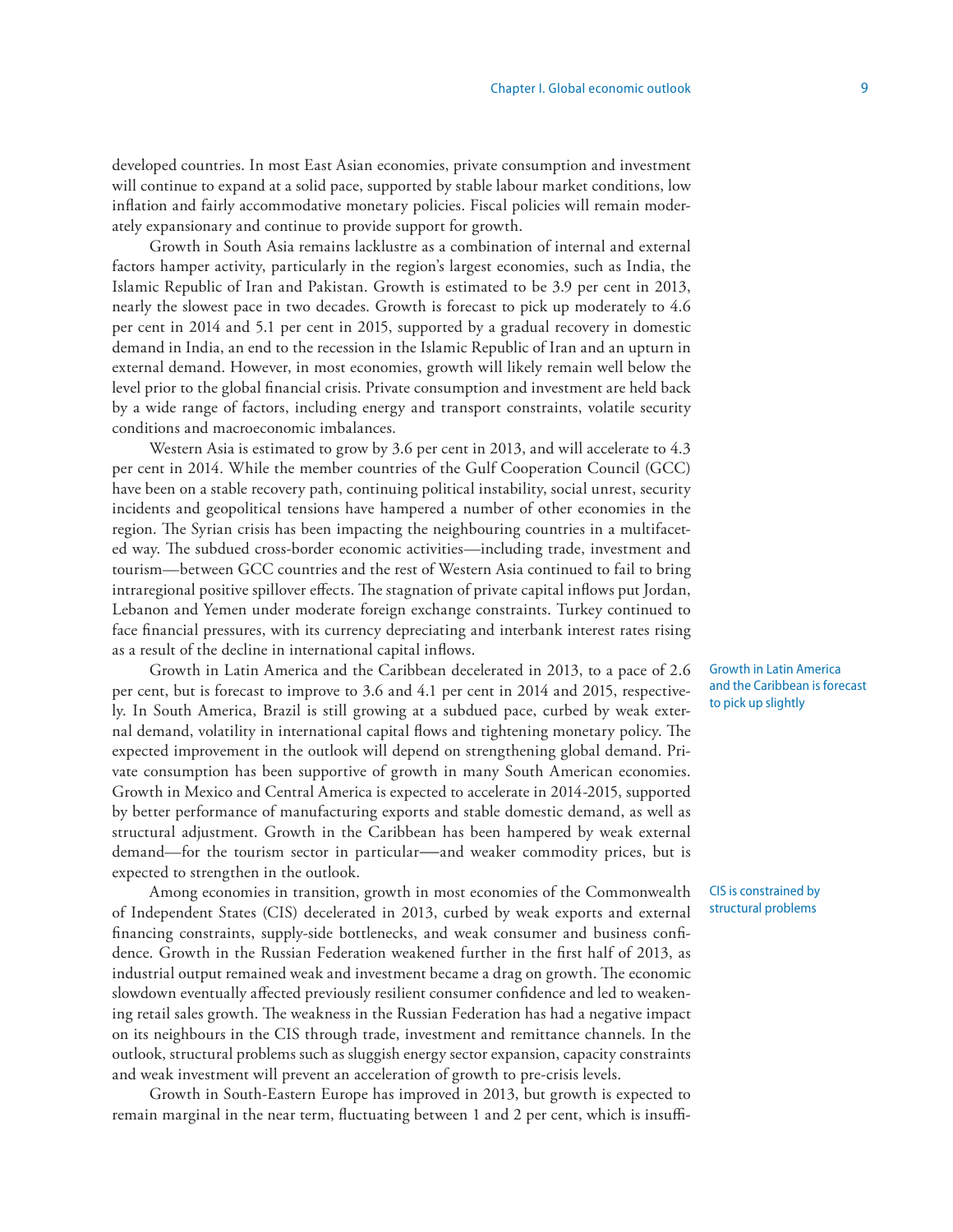developed countries. In most East Asian economies, private consumption and investment will continue to expand at a solid pace, supported by stable labour market conditions, low inflation and fairly accommodative monetary policies. Fiscal policies will remain moderately expansionary and continue to provide support for growth.

Growth in South Asia remains lacklustre as a combination of internal and external factors hamper activity, particularly in the region's largest economies, such as India, the Islamic Republic of Iran and Pakistan. Growth is estimated to be 3.9 per cent in 2013, nearly the slowest pace in two decades. Growth is forecast to pick up moderately to 4.6 per cent in 2014 and 5.1 per cent in 2015, supported by a gradual recovery in domestic demand in India, an end to the recession in the Islamic Republic of Iran and an upturn in external demand. However, in most economies, growth will likely remain well below the level prior to the global financial crisis. Private consumption and investment are held back by a wide range of factors, including energy and transport constraints, volatile security conditions and macroeconomic imbalances.

Western Asia is estimated to grow by 3.6 per cent in 2013, and will accelerate to 4.3 per cent in 2014. While the member countries of the Gulf Cooperation Council (GCC) have been on a stable recovery path, continuing political instability, social unrest, security incidents and geopolitical tensions have hampered a number of other economies in the region. The Syrian crisis has been impacting the neighbouring countries in a multifaceted way. The subdued cross-border economic activities—including trade, investment and tourism—between GCC countries and the rest of Western Asia continued to fail to bring intraregional positive spillover effects. The stagnation of private capital inflows put Jordan, Lebanon and Yemen under moderate foreign exchange constraints. Turkey continued to face financial pressures, with its currency depreciating and interbank interest rates rising as a result of the decline in international capital inflows.

Growth in Latin America and the Caribbean is forecast to pick up slightly

Growth in Latin America and the Caribbean decelerated in 2013, to a pace of 2.6 per cent, but is forecast to improve to 3.6 and 4.1 per cent in 2014 and 2015, respectively. In South America, Brazil is still growing at a subdued pace, curbed by weak external demand, volatility in international capital flows and tightening monetary policy. The expected improvement in the outlook will depend on strengthening global demand. Private consumption has been supportive of growth in many South American economies. Growth in Mexico and Central America is expected to accelerate in 2014-2015, supported by better performance of manufacturing exports and stable domestic demand, as well as structural adjustment. Growth in the Caribbean has been hampered by weak external demand—for the tourism sector in particular—and weaker commodity prices, but is expected to strengthen in the outlook.

CIS is constrained by structural problems

Among economies in transition, growth in most economies of the Commonwealth of Independent States (CIS) decelerated in 2013, curbed by weak exports and external financing constraints, supply-side bottlenecks, and weak consumer and business confidence. Growth in the Russian Federation weakened further in the first half of 2013, as industrial output remained weak and investment became a drag on growth. The economic slowdown eventually affected previously resilient consumer confidence and led to weakening retail sales growth. The weakness in the Russian Federation has had a negative impact on its neighbours in the CIS through trade, investment and remittance channels. In the outlook, structural problems such as sluggish energy sector expansion, capacity constraints and weak investment will prevent an acceleration of growth to pre-crisis levels.

Growth in South-Eastern Europe has improved in 2013, but growth is expected to remain marginal in the near term, fluctuating between 1 and 2 per cent, which is insuffi-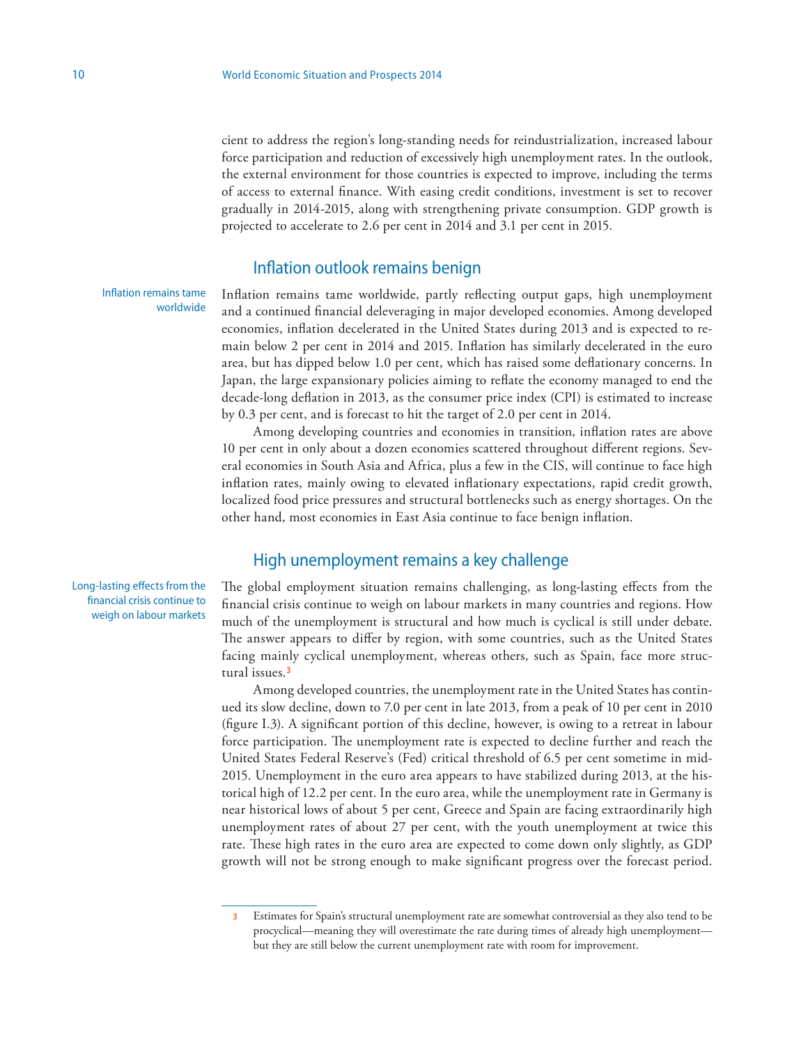cient to address the region's long-standing needs for reindustrialization, increased labour force participation and reduction of excessively high unemployment rates. In the outlook, the external environment for those countries is expected to improve, including the terms of access to external finance. With easing credit conditions, investment is set to recover gradually in 2014-2015, along with strengthening private consumption. GDP growth is projected to accelerate to 2.6 per cent in 2014 and 3.1 per cent in 2015.

## Inflation outlook remains benign

*Inflation remains tame worldwide*

Inflation remains tame worldwide, partly reflecting output gaps, high unemployment and a continued financial deleveraging in major developed economies. Among developed economies, inflation decelerated in the United States during 2013 and is expected to remain below 2 per cent in 2014 and 2015. Inflation has similarly decelerated in the euro area, but has dipped below 1.0 per cent, which has raised some deflationary concerns. In Japan, the large expansionary policies aiming to reflate the economy managed to end the decade-long deflation in 2013, as the consumer price index (CPI) is estimated to increase by 0.3 per cent, and is forecast to hit the target of 2.0 per cent in 2014.

Among developing countries and economies in transition, inflation rates are above 10 per cent in only about a dozen economies scattered throughout different regions. Several economies in South Asia and Africa, plus a few in the CIS, will continue to face high inflation rates, mainly owing to elevated inflationary expectations, rapid credit growth, localized food price pressures and structural bottlenecks such as energy shortages. On the other hand, most economies in East Asia continue to face benign inflation.

## High unemployment remains a key challenge

*Long-lasting effects from the financial crisis continue to weigh on labour markets*

The global employment situation remains challenging, as long-lasting effects from the financial crisis continue to weigh on labour markets in many countries and regions. How much of the unemployment is structural and how much is cyclical is still under debate. The answer appears to differ by region, with some countries, such as the United States facing mainly cyclical unemployment, whereas others, such as Spain, face more structural issues.[3]

Among developed countries, the unemployment rate in the United States has continued its slow decline, down to 7.0 per cent in late 2013, from a peak of 10 per cent in 2010 (figure I.3). A significant portion of this decline, however, is owing to a retreat in labour force participation. The unemployment rate is expected to decline further and reach the United States Federal Reserve's (Fed) critical threshold of 6.5 per cent sometime in mid-2015. Unemployment in the euro area appears to have stabilized during 2013, at the historical high of 12.2 per cent. In the euro area, while the unemployment rate in Germany is near historical lows of about 5 per cent, Greece and Spain are facing extraordinarily high unemployment rates of about 27 per cent, with the youth unemployment at twice this rate. These high rates in the euro area are expected to come down only slightly, as GDP growth will not be strong enough to make significant progress over the forecast period.

---

3 Estimates for Spain's structural unemployment rate are somewhat controversial as they also tend to be procyclical—meaning they will overestimate the rate during times of already high unemployment—but they are still below the current unemployment rate with room for improvement.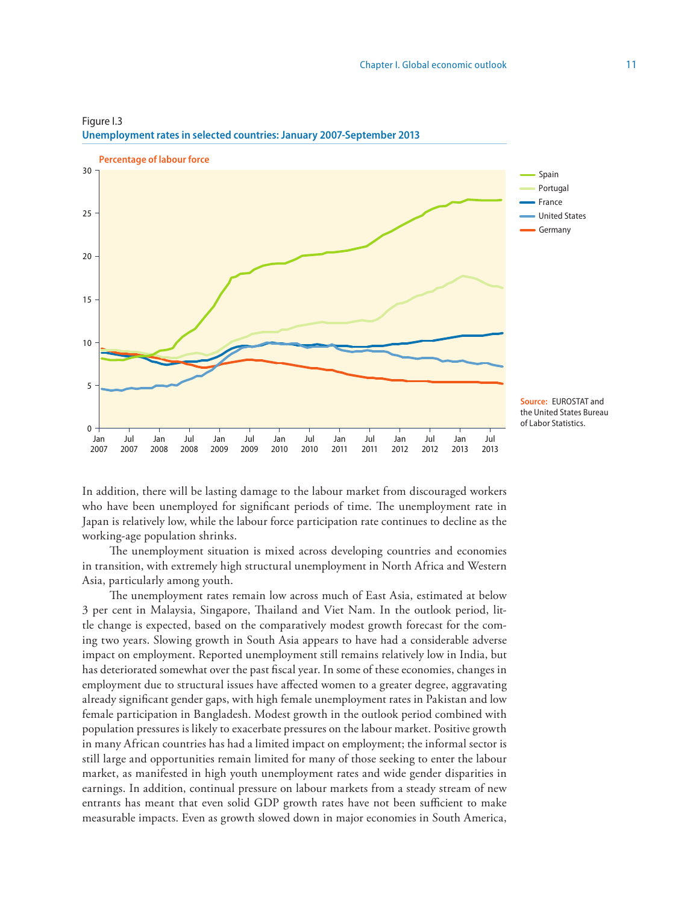Figure I.3

**Unemployment rates in selected countries: January 2007-September 2013**

Percentage of labour force

30
25
20
15
10
5
0

Jan 2007
Jul 2007
Jan 2008
Jul 2008
Jan 2009
Jul 2009
Jan 2010
Jul 2010
Jan 2011
Jul 2011
Jan 2012
Jul 2012
Jan 2013
Jul 2013

Spain
Portugal
France
United States
Germany

**Source:** EUROSTAT and the United States Bureau of Labor Statistics.

In addition, there will be lasting damage to the labour market from discouraged workers who have been unemployed for significant periods of time. The unemployment rate in Japan is relatively low, while the labour force participation rate continues to decline as the working-age population shrinks.

The unemployment situation is mixed across developing countries and economies in transition, with extremely high structural unemployment in North Africa and Western Asia, particularly among youth.

The unemployment rates remain low across much of East Asia, estimated at below 3 per cent in Malaysia, Singapore, Thailand and Viet Nam. In the outlook period, little change is expected, based on the comparatively modest growth forecast for the coming two years. Slowing growth in South Asia appears to have had a considerable adverse impact on employment. Reported unemployment still remains relatively low in India, but has deteriorated somewhat over the past fiscal year. In some of these economies, changes in employment due to structural issues have affected women to a greater degree, aggravating already significant gender gaps, with high female unemployment rates in Pakistan and low female participation in Bangladesh. Modest growth in the outlook period combined with population pressures is likely to exacerbate pressures on the labour market. Positive growth in many African countries has had a limited impact on employment; the informal sector is still large and opportunities remain limited for many of those seeking to enter the labour market, as manifested in high youth unemployment rates and wide gender disparities in earnings. In addition, continual pressure on labour markets from a steady stream of new entrants has meant that even solid GDP growth rates have not been sufficient to make measurable impacts. Even as growth slowed down in major economies in South America,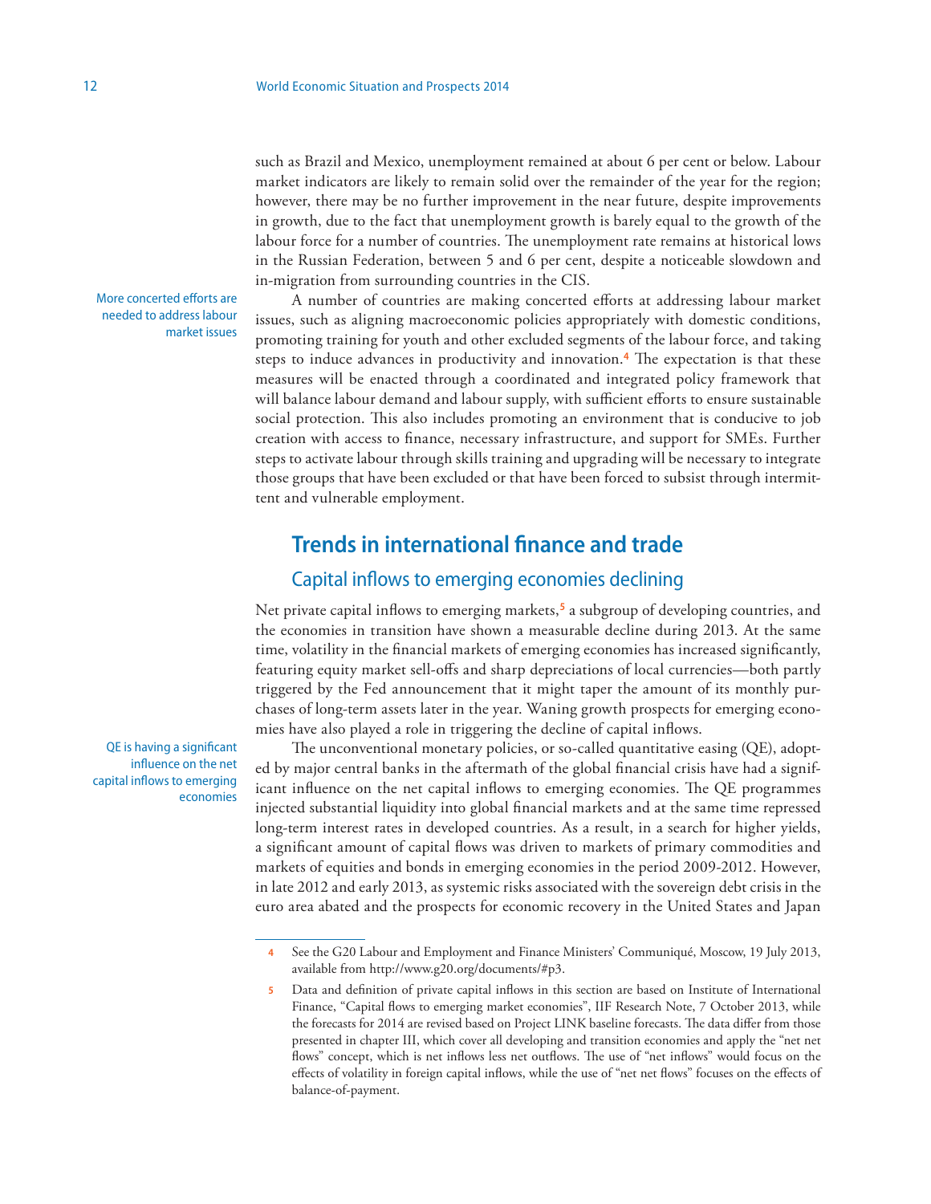such as Brazil and Mexico, unemployment remained at about 6 per cent or below. Labour market indicators are likely to remain solid over the remainder of the year for the region; however, there may be no further improvement in the near future, despite improvements in growth, due to the fact that unemployment growth is barely equal to the growth of the labour force for a number of countries. The unemployment rate remains at historical lows in the Russian Federation, between 5 and 6 per cent, despite a noticeable slowdown and in-migration from surrounding countries in the CIS.

More concerted efforts are needed to address labour market issues

A number of countries are making concerted efforts at addressing labour market issues, such as aligning macroeconomic policies appropriately with domestic conditions, promoting training for youth and other excluded segments of the labour force, and taking steps to induce advances in productivity and innovation.[4] The expectation is that these measures will be enacted through a coordinated and integrated policy framework that will balance labour demand and labour supply, with sufficient efforts to ensure sustainable social protection. This also includes promoting an environment that is conducive to job creation with access to finance, necessary infrastructure, and support for SMEs. Further steps to activate labour through skills training and upgrading will be necessary to integrate those groups that have been excluded or that have been forced to subsist through intermittent and vulnerable employment.

## Trends in international finance and trade

### Capital inflows to emerging economies declining

Net private capital inflows to emerging markets,[5] a subgroup of developing countries, and the economies in transition have shown a measurable decline during 2013. At the same time, volatility in the financial markets of emerging economies has increased significantly, featuring equity market sell-offs and sharp depreciations of local currencies—both partly triggered by the Fed announcement that it might taper the amount of its monthly purchases of long-term assets later in the year. Waning growth prospects for emerging economies have also played a role in triggering the decline of capital inflows.

QE is having a significant influence on the net capital inflows to emerging economies

The unconventional monetary policies, or so-called quantitative easing (QE), adopted by major central banks in the aftermath of the global financial crisis have had a significant influence on the net capital inflows to emerging economies. The QE programmes injected substantial liquidity into global financial markets and at the same time repressed long-term interest rates in developed countries. As a result, in a search for higher yields, a significant amount of capital flows was driven to markets of primary commodities and markets of equities and bonds in emerging economies in the period 2009-2012. However, in late 2012 and early 2013, as systemic risks associated with the sovereign debt crisis in the euro area abated and the prospects for economic recovery in the United States and Japan

---

4 See the G20 Labour and Employment and Finance Ministers' Communiqué, Moscow, 19 July 2013, available from http://www.g20.org/documents/#p3.

5 Data and definition of private capital inflows in this section are based on Institute of International Finance, "Capital flows to emerging market economies", IIF Research Note, 7 October 2013, while the forecasts for 2014 are revised based on Project LINK baseline forecasts. The data differ from those presented in chapter III, which cover all developing and transition economies and apply the "net net flows" concept, which is net inflows less net outflows. The use of "net inflows" would focus on the effects of volatility in foreign capital inflows, while the use of "net net flows" focuses on the effects of balance-of-payment.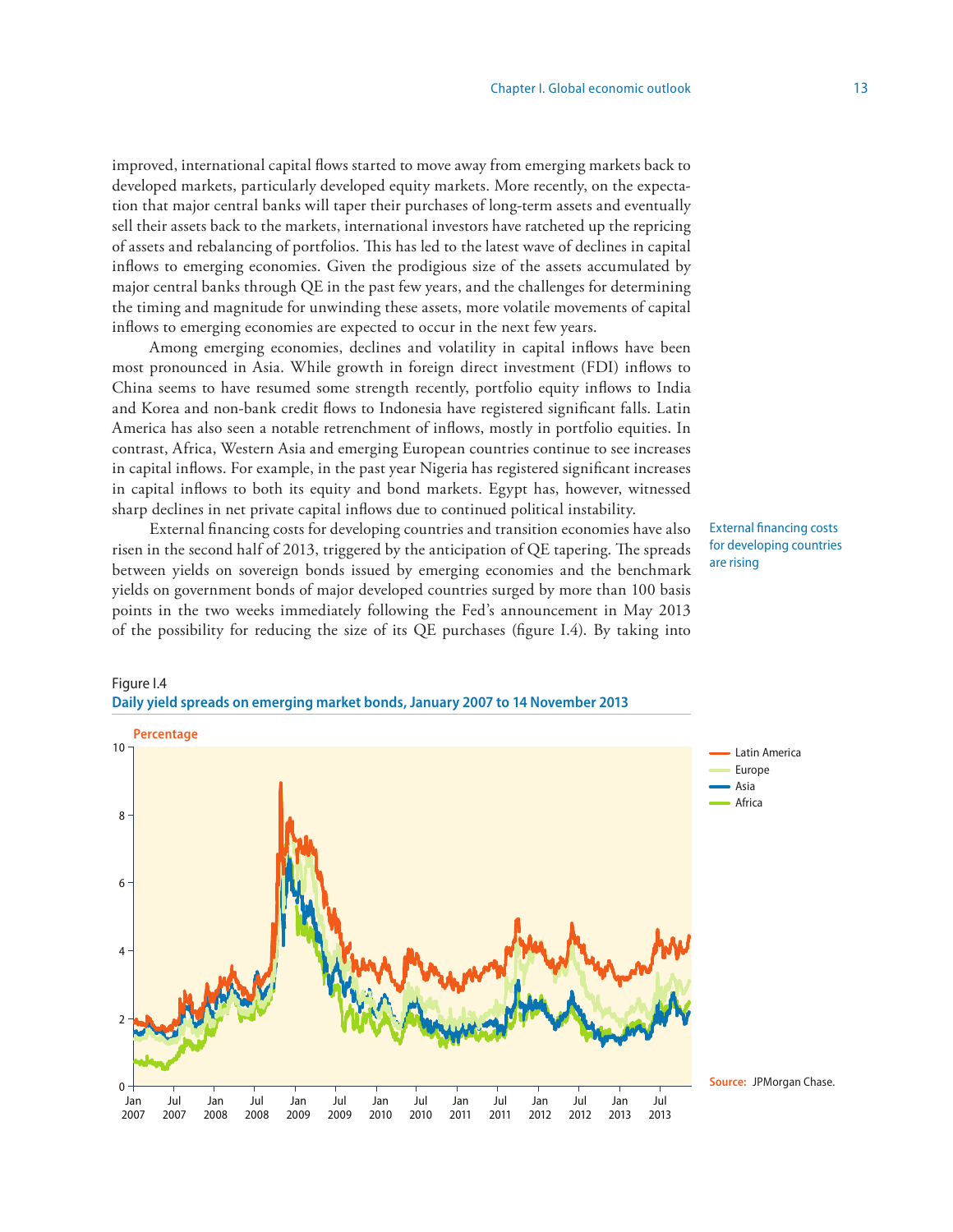improved, international capital flows started to move away from emerging markets back to developed markets, particularly developed equity markets. More recently, on the expectation that major central banks will taper their purchases of long-term assets and eventually sell their assets back to the markets, international investors have ratcheted up the repricing of assets and rebalancing of portfolios. This has led to the latest wave of declines in capital inflows to emerging economies. Given the prodigious size of the assets accumulated by major central banks through QE in the past few years, and the challenges for determining the timing and magnitude for unwinding these assets, more volatile movements of capital inflows to emerging economies are expected to occur in the next few years.

Among emerging economies, declines and volatility in capital inflows have been most pronounced in Asia. While growth in foreign direct investment (FDI) inflows to China seems to have resumed some strength recently, portfolio equity inflows to India and Korea and non-bank credit flows to Indonesia have registered significant falls. Latin America has also seen a notable retrenchment of inflows, mostly in portfolio equities. In contrast, Africa, Western Asia and emerging European countries continue to see increases in capital inflows. For example, in the past year Nigeria has registered significant increases in capital inflows to both its equity and bond markets. Egypt has, however, witnessed sharp declines in net private capital inflows due to continued political instability.

External financing costs for developing countries are rising

External financing costs for developing countries and transition economies have also risen in the second half of 2013, triggered by the anticipation of QE tapering. The spreads between yields on sovereign bonds issued by emerging economies and the benchmark yields on government bonds of major developed countries surged by more than 100 basis points in the two weeks immediately following the Fed's announcement in May 2013 of the possibility for reducing the size of its QE purchases (figure I.4). By taking into

Figure I.4
**Daily yield spreads on emerging market bonds, January 2007 to 14 November 2013**

Percentage

10
8
6
4
2
0

Jan 2007, Jul 2007, Jan 2008, Jul 2008, Jan 2009, Jul 2009, Jan 2010, Jul 2010, Jan 2011, Jul 2011, Jan 2012, Jul 2012, Jan 2013, Jul 2013

Latin America
Europe
Asia
Africa

**Source:** JPMorgan Chase.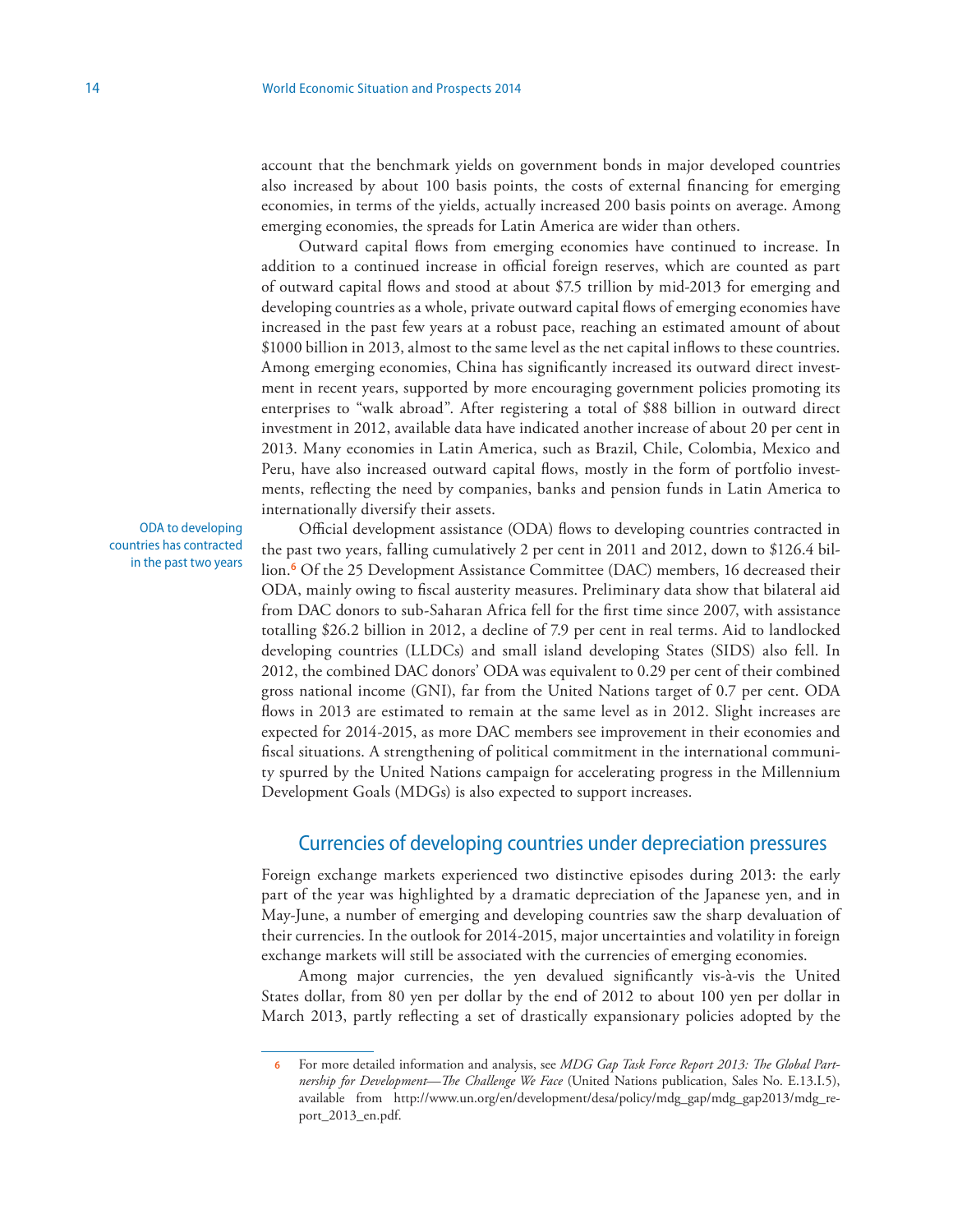account that the benchmark yields on government bonds in major developed countries also increased by about 100 basis points, the costs of external financing for emerging economies, in terms of the yields, actually increased 200 basis points on average. Among emerging economies, the spreads for Latin America are wider than others.

Outward capital flows from emerging economies have continued to increase. In addition to a continued increase in official foreign reserves, which are counted as part of outward capital flows and stood at about $7.5 trillion by mid-2013 for emerging and developing countries as a whole, private outward capital flows of emerging economies have increased in the past few years at a robust pace, reaching an estimated amount of about $1000 billion in 2013, almost to the same level as the net capital inflows to these countries. Among emerging economies, China has significantly increased its outward direct investment in recent years, supported by more encouraging government policies promoting its enterprises to "walk abroad". After registering a total of $88 billion in outward direct investment in 2012, available data have indicated another increase of about 20 per cent in 2013. Many economies in Latin America, such as Brazil, Chile, Colombia, Mexico and Peru, have also increased outward capital flows, mostly in the form of portfolio investments, reflecting the need by companies, banks and pension funds in Latin America to internationally diversify their assets.

ODA to developing countries has contracted in the past two years

Official development assistance (ODA) flows to developing countries contracted in the past two years, falling cumulatively 2 per cent in 2011 and 2012, down to $126.4 billion.[6] Of the 25 Development Assistance Committee (DAC) members, 16 decreased their ODA, mainly owing to fiscal austerity measures. Preliminary data show that bilateral aid from DAC donors to sub-Saharan Africa fell for the first time since 2007, with assistance totalling $26.2 billion in 2012, a decline of 7.9 per cent in real terms. Aid to landlocked developing countries (LLDCs) and small island developing States (SIDS) also fell. In 2012, the combined DAC donors' ODA was equivalent to 0.29 per cent of their combined gross national income (GNI), far from the United Nations target of 0.7 per cent. ODA flows in 2013 are estimated to remain at the same level as in 2012. Slight increases are expected for 2014-2015, as more DAC members see improvement in their economies and fiscal situations. A strengthening of political commitment in the international community spurred by the United Nations campaign for accelerating progress in the Millennium Development Goals (MDGs) is also expected to support increases.

## Currencies of developing countries under depreciation pressures

Foreign exchange markets experienced two distinctive episodes during 2013: the early part of the year was highlighted by a dramatic depreciation of the Japanese yen, and in May-June, a number of emerging and developing countries saw the sharp devaluation of their currencies. In the outlook for 2014-2015, major uncertainties and volatility in foreign exchange markets will still be associated with the currencies of emerging economies.

Among major currencies, the yen devalued significantly vis-à-vis the United States dollar, from 80 yen per dollar by the end of 2012 to about 100 yen per dollar in March 2013, partly reflecting a set of drastically expansionary policies adopted by the

---

[6] For more detailed information and analysis, see *MDG Gap Task Force Report 2013: The Global Partnership for Development—The Challenge We Face* (United Nations publication, Sales No. E.13.I.5), available from http://www.un.org/en/development/desa/policy/mdg_gap/mdg_gap2013/mdg_report_2013_en.pdf.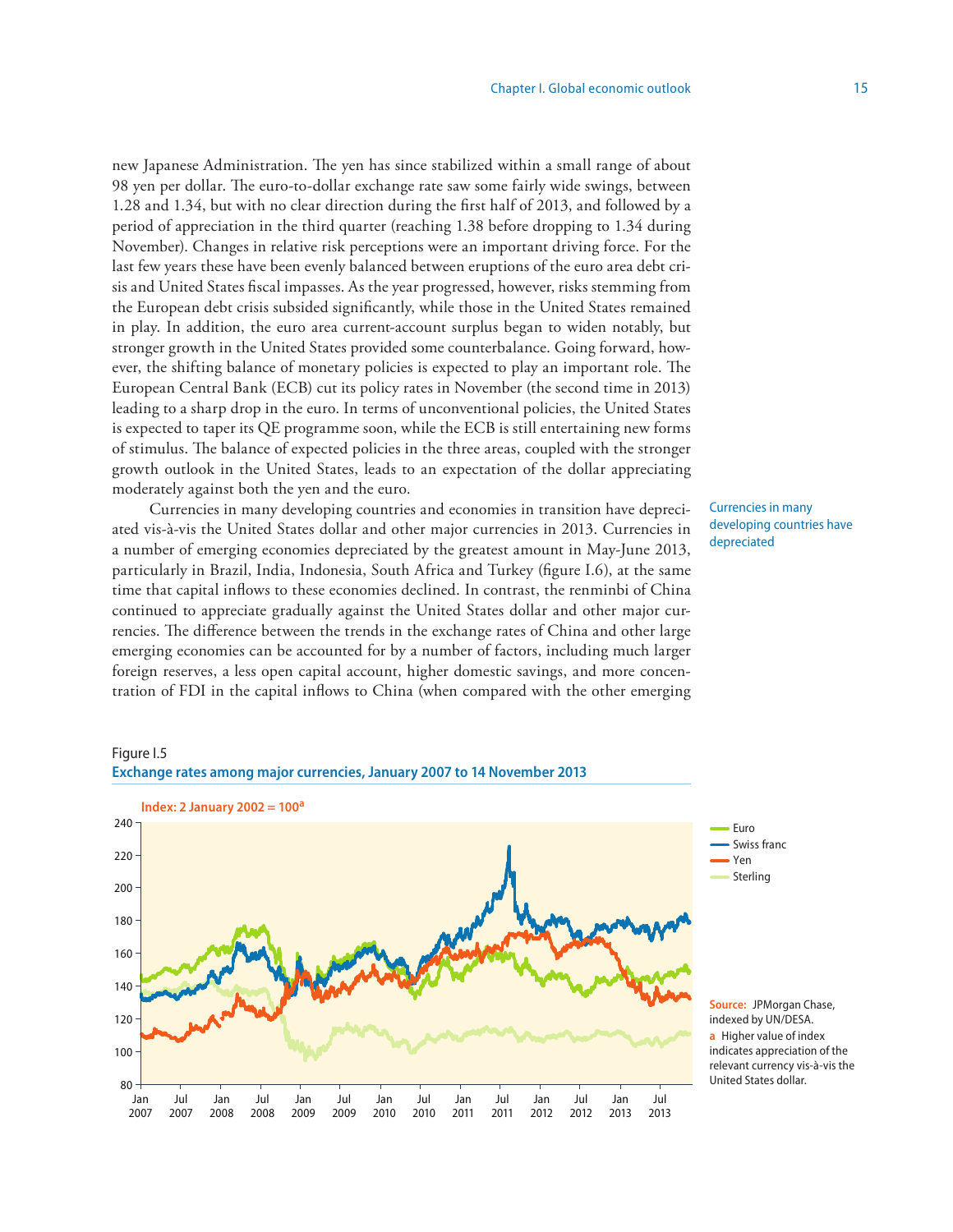new Japanese Administration. The yen has since stabilized within a small range of about 98 yen per dollar. The euro-to-dollar exchange rate saw some fairly wide swings, between 1.28 and 1.34, but with no clear direction during the first half of 2013, and followed by a period of appreciation in the third quarter (reaching 1.38 before dropping to 1.34 during November). Changes in relative risk perceptions were an important driving force. For the last few years these have been evenly balanced between eruptions of the euro area debt crisis and United States fiscal impasses. As the year progressed, however, risks stemming from the European debt crisis subsided significantly, while those in the United States remained in play. In addition, the euro area current-account surplus began to widen notably, but stronger growth in the United States provided some counterbalance. Going forward, however, the shifting balance of monetary policies is expected to play an important role. The European Central Bank (ECB) cut its policy rates in November (the second time in 2013) leading to a sharp drop in the euro. In terms of unconventional policies, the United States is expected to taper its QE programme soon, while the ECB is still entertaining new forms of stimulus. The balance of expected policies in the three areas, coupled with the stronger growth outlook in the United States, leads to an expectation of the dollar appreciating moderately against both the yen and the euro.

Currencies in many developing countries have depreciated

Currencies in many developing countries and economies in transition have depreciated vis-à-vis the United States dollar and other major currencies in 2013. Currencies in a number of emerging economies depreciated by the greatest amount in May-June 2013, particularly in Brazil, India, Indonesia, South Africa and Turkey (figure I.6), at the same time that capital inflows to these economies declined. In contrast, the renminbi of China continued to appreciate gradually against the United States dollar and other major currencies. The difference between the trends in the exchange rates of China and other large emerging economies can be accounted for by a number of factors, including much larger foreign reserves, a less open capital account, higher domestic savings, and more concentration of FDI in the capital inflows to China (when compared with the other emerging

Figure I.5
**Exchange rates among major currencies, January 2007 to 14 November 2013**

Index: 2 January 2002 = 100[a]

Source: JPMorgan Chase, indexed by UN/DESA.
a Higher value of index indicates appreciation of the relevant currency vis-à-vis the United States dollar.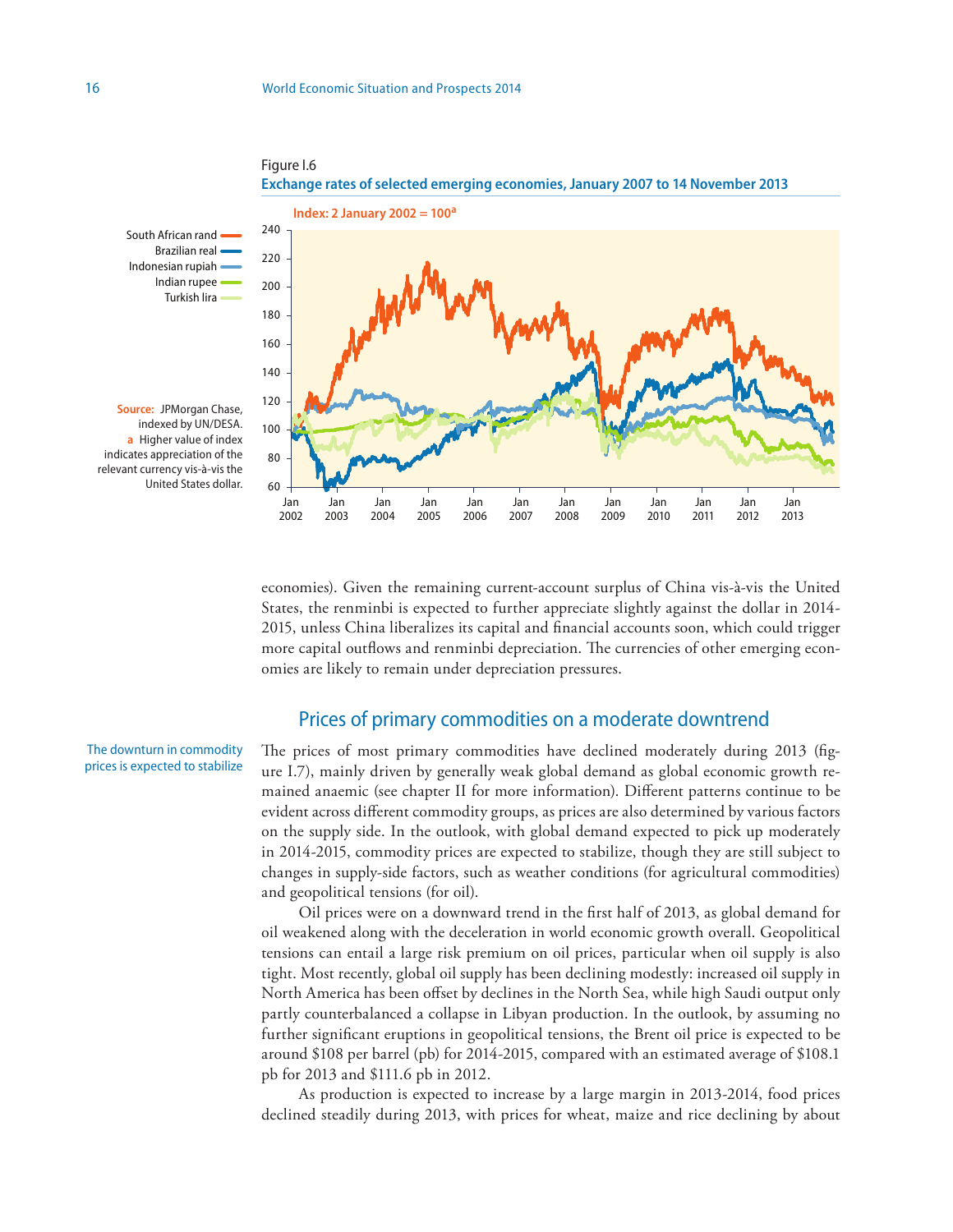Figure I.6

**Exchange rates of selected emerging economies, January 2007 to 14 November 2013**

Index: 2 January 2002 = 100[a]

Source: JPMorgan Chase, indexed by UN/DESA.

a Higher value of index indicates appreciation of the relevant currency vis-à-vis the United States dollar.

economies). Given the remaining current-account surplus of China vis-à-vis the United States, the renminbi is expected to further appreciate slightly against the dollar in 2014-2015, unless China liberalizes its capital and financial accounts soon, which could trigger more capital outflows and renminbi depreciation. The currencies of other emerging economies are likely to remain under depreciation pressures.

## Prices of primary commodities on a moderate downtrend

The downturn in commodity prices is expected to stabilize

The prices of most primary commodities have declined moderately during 2013 (figure I.7), mainly driven by generally weak global demand as global economic growth remained anaemic (see chapter II for more information). Different patterns continue to be evident across different commodity groups, as prices are also determined by various factors on the supply side. In the outlook, with global demand expected to pick up moderately in 2014-2015, commodity prices are expected to stabilize, though they are still subject to changes in supply-side factors, such as weather conditions (for agricultural commodities) and geopolitical tensions (for oil).

Oil prices were on a downward trend in the first half of 2013, as global demand for oil weakened along with the deceleration in world economic growth overall. Geopolitical tensions can entail a large risk premium on oil prices, particular when oil supply is also tight. Most recently, global oil supply has been declining modestly: increased oil supply in North America has been offset by declines in the North Sea, while high Saudi output only partly counterbalanced a collapse in Libyan production. In the outlook, by assuming no further significant eruptions in geopolitical tensions, the Brent oil price is expected to be around $108 per barrel (pb) for 2014-2015, compared with an estimated average of $108.1 pb for 2013 and $111.6 pb in 2012.

As production is expected to increase by a large margin in 2013-2014, food prices declined steadily during 2013, with prices for wheat, maize and rice declining by about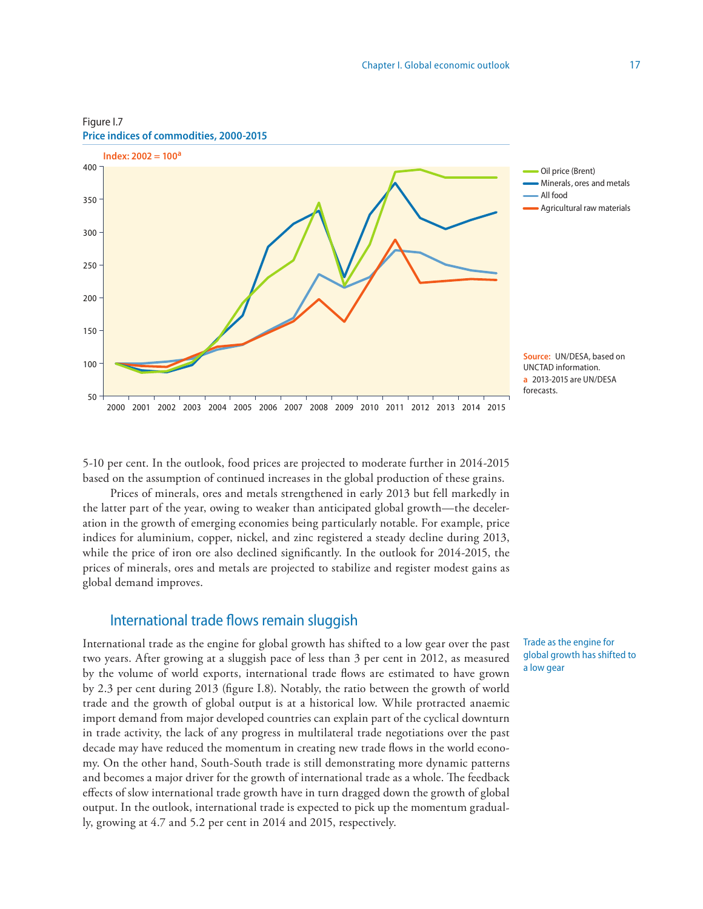Figure I.7
**Price indices of commodities, 2000-2015**

Index: 2002 = 100[a]

Source: UN/DESA, based on UNCTAD information.
a 2013-2015 are UN/DESA forecasts.

5-10 per cent. In the outlook, food prices are projected to moderate further in 2014-2015 based on the assumption of continued increases in the global production of these grains.

Prices of minerals, ores and metals strengthened in early 2013 but fell markedly in the latter part of the year, owing to weaker than anticipated global growth—the deceleration in the growth of emerging economies being particularly notable. For example, price indices for aluminium, copper, nickel, and zinc registered a steady decline during 2013, while the price of iron ore also declined significantly. In the outlook for 2014-2015, the prices of minerals, ores and metals are projected to stabilize and register modest gains as global demand improves.

## International trade flows remain sluggish

Trade as the engine for global growth has shifted to a low gear

International trade as the engine for global growth has shifted to a low gear over the past two years. After growing at a sluggish pace of less than 3 per cent in 2012, as measured by the volume of world exports, international trade flows are estimated to have grown by 2.3 per cent during 2013 (figure I.8). Notably, the ratio between the growth of world trade and the growth of global output is at a historical low. While protracted anaemic import demand from major developed countries can explain part of the cyclical downturn in trade activity, the lack of any progress in multilateral trade negotiations over the past decade may have reduced the momentum in creating new trade flows in the world economy. On the other hand, South-South trade is still demonstrating more dynamic patterns and becomes a major driver for the growth of international trade as a whole. The feedback effects of slow international trade growth have in turn dragged down the growth of global output. In the outlook, international trade is expected to pick up the momentum gradually, growing at 4.7 and 5.2 per cent in 2014 and 2015, respectively.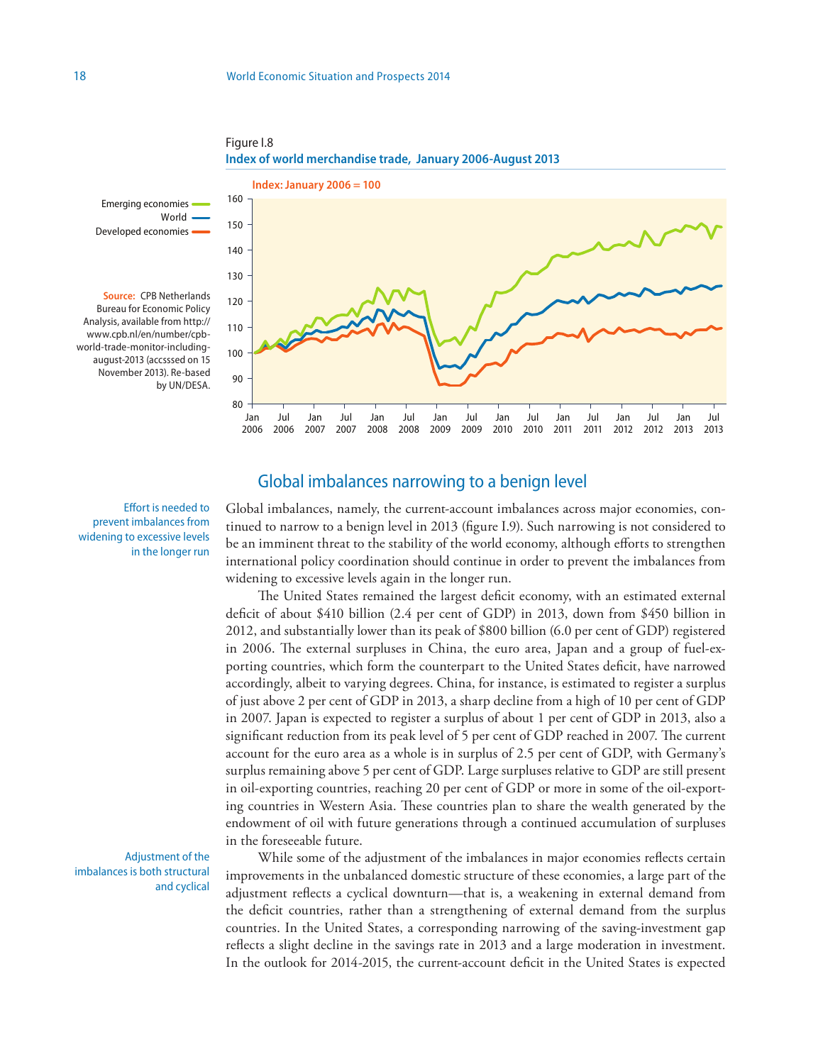Figure I.8
**Index of world merchandise trade, January 2006-August 2013**

Index: January 2006 = 100

Emerging economies
World
Developed economies

**Source:** CPB Netherlands Bureau for Economic Policy Analysis, available from http://www.cpb.nl/en/number/cpb-world-trade-monitor-including-august-2013 (accsssed on 15 November 2013). Re-based by UN/DESA.

## Global imbalances narrowing to a benign level

Effort is needed to prevent imbalances from widening to excessive levels in the longer run

Global imbalances, namely, the current-account imbalances across major economies, continued to narrow to a benign level in 2013 (figure I.9). Such narrowing is not considered to be an imminent threat to the stability of the world economy, although efforts to strengthen international policy coordination should continue in order to prevent the imbalances from widening to excessive levels again in the longer run.

The United States remained the largest deficit economy, with an estimated external deficit of about $410 billion (2.4 per cent of GDP) in 2013, down from $450 billion in 2012, and substantially lower than its peak of $800 billion (6.0 per cent of GDP) registered in 2006. The external surpluses in China, the euro area, Japan and a group of fuel-exporting countries, which form the counterpart to the United States deficit, have narrowed accordingly, albeit to varying degrees. China, for instance, is estimated to register a surplus of just above 2 per cent of GDP in 2013, a sharp decline from a high of 10 per cent of GDP in 2007. Japan is expected to register a surplus of about 1 per cent of GDP in 2013, also a significant reduction from its peak level of 5 per cent of GDP reached in 2007. The current account for the euro area as a whole is in surplus of 2.5 per cent of GDP, with Germany's surplus remaining above 5 per cent of GDP. Large surpluses relative to GDP are still present in oil-exporting countries, reaching 20 per cent of GDP or more in some of the oil-exporting countries in Western Asia. These countries plan to share the wealth generated by the endowment of oil with future generations through a continued accumulation of surpluses in the foreseeable future.

Adjustment of the imbalances is both structural and cyclical

While some of the adjustment of the imbalances in major economies reflects certain improvements in the unbalanced domestic structure of these economies, a large part of the adjustment reflects a cyclical downturn—that is, a weakening in external demand from the deficit countries, rather than a strengthening of external demand from the surplus countries. In the United States, a corresponding narrowing of the saving-investment gap reflects a slight decline in the savings rate in 2013 and a large moderation in investment. In the outlook for 2014-2015, the current-account deficit in the United States is expected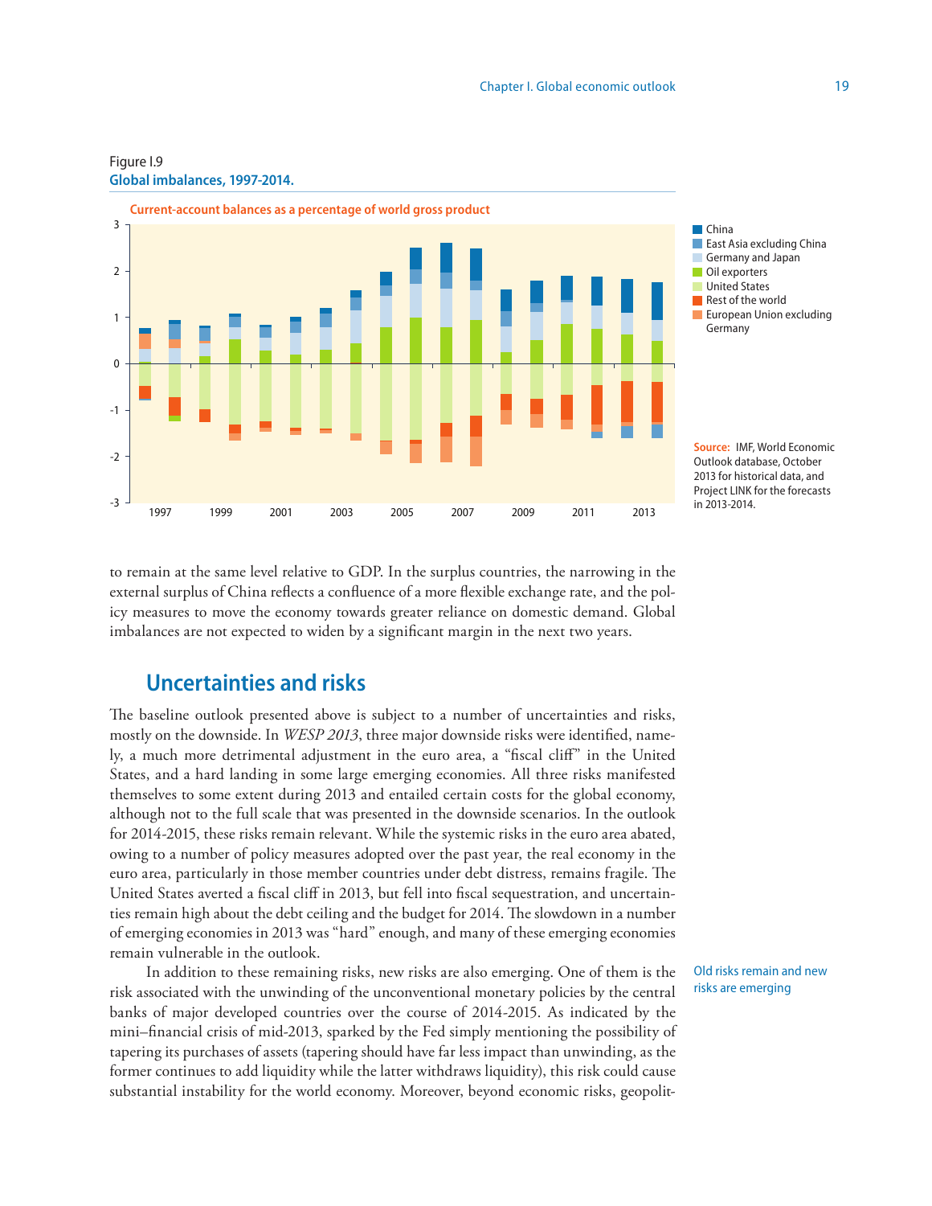Figure I.9
**Global imbalances, 1997-2014.**

Current-account balances as a percentage of world gross product

Source: IMF, World Economic Outlook database, October 2013 for historical data, and Project LINK for the forecasts in 2013-2014.

to remain at the same level relative to GDP. In the surplus countries, the narrowing in the external surplus of China reflects a confluence of a more flexible exchange rate, and the policy measures to move the economy towards greater reliance on domestic demand. Global imbalances are not expected to widen by a significant margin in the next two years.

## Uncertainties and risks

The baseline outlook presented above is subject to a number of uncertainties and risks, mostly on the downside. In *WESP 2013*, three major downside risks were identified, namely, a much more detrimental adjustment in the euro area, a "fiscal cliff" in the United States, and a hard landing in some large emerging economies. All three risks manifested themselves to some extent during 2013 and entailed certain costs for the global economy, although not to the full scale that was presented in the downside scenarios. In the outlook for 2014-2015, these risks remain relevant. While the systemic risks in the euro area abated, owing to a number of policy measures adopted over the past year, the real economy in the euro area, particularly in those member countries under debt distress, remains fragile. The United States averted a fiscal cliff in 2013, but fell into fiscal sequestration, and uncertainties remain high about the debt ceiling and the budget for 2014. The slowdown in a number of emerging economies in 2013 was "hard" enough, and many of these emerging economies remain vulnerable in the outlook.

Old risks remain and new risks are emerging

In addition to these remaining risks, new risks are also emerging. One of them is the risk associated with the unwinding of the unconventional monetary policies by the central banks of major developed countries over the course of 2014-2015. As indicated by the mini–financial crisis of mid-2013, sparked by the Fed simply mentioning the possibility of tapering its purchases of assets (tapering should have far less impact than unwinding, as the former continues to add liquidity while the latter withdraws liquidity), this risk could cause substantial instability for the world economy. Moreover, beyond economic risks, geopolit-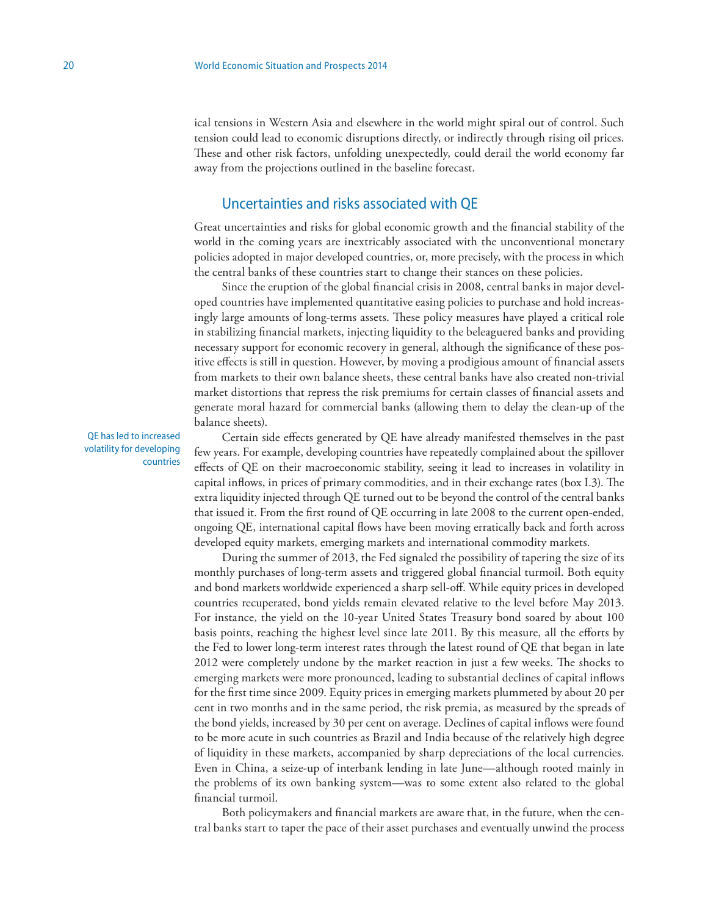ical tensions in Western Asia and elsewhere in the world might spiral out of control. Such tension could lead to economic disruptions directly, or indirectly through rising oil prices. These and other risk factors, unfolding unexpectedly, could derail the world economy far away from the projections outlined in the baseline forecast.

## Uncertainties and risks associated with QE

Great uncertainties and risks for global economic growth and the financial stability of the world in the coming years are inextricably associated with the unconventional monetary policies adopted in major developed countries, or, more precisely, with the process in which the central banks of these countries start to change their stances on these policies.

Since the eruption of the global financial crisis in 2008, central banks in major developed countries have implemented quantitative easing policies to purchase and hold increasingly large amounts of long-terms assets. These policy measures have played a critical role in stabilizing financial markets, injecting liquidity to the beleaguered banks and providing necessary support for economic recovery in general, although the significance of these positive effects is still in question. However, by moving a prodigious amount of financial assets from markets to their own balance sheets, these central banks have also created non-trivial market distortions that repress the risk premiums for certain classes of financial assets and generate moral hazard for commercial banks (allowing them to delay the clean-up of the balance sheets).

QE has led to increased volatility for developing countries

Certain side effects generated by QE have already manifested themselves in the past few years. For example, developing countries have repeatedly complained about the spillover effects of QE on their macroeconomic stability, seeing it lead to increases in volatility in capital inflows, in prices of primary commodities, and in their exchange rates (box I.3). The extra liquidity injected through QE turned out to be beyond the control of the central banks that issued it. From the first round of QE occurring in late 2008 to the current open-ended, ongoing QE, international capital flows have been moving erratically back and forth across developed equity markets, emerging markets and international commodity markets.

During the summer of 2013, the Fed signaled the possibility of tapering the size of its monthly purchases of long-term assets and triggered global financial turmoil. Both equity and bond markets worldwide experienced a sharp sell-off. While equity prices in developed countries recuperated, bond yields remain elevated relative to the level before May 2013. For instance, the yield on the 10-year United States Treasury bond soared by about 100 basis points, reaching the highest level since late 2011. By this measure, all the efforts by the Fed to lower long-term interest rates through the latest round of QE that began in late 2012 were completely undone by the market reaction in just a few weeks. The shocks to emerging markets were more pronounced, leading to substantial declines of capital inflows for the first time since 2009. Equity prices in emerging markets plummeted by about 20 per cent in two months and in the same period, the risk premia, as measured by the spreads of the bond yields, increased by 30 per cent on average. Declines of capital inflows were found to be more acute in such countries as Brazil and India because of the relatively high degree of liquidity in these markets, accompanied by sharp depreciations of the local currencies. Even in China, a seize-up of interbank lending in late June—although rooted mainly in the problems of its own banking system—was to some extent also related to the global financial turmoil.

Both policymakers and financial markets are aware that, in the future, when the central banks start to taper the pace of their asset purchases and eventually unwind the process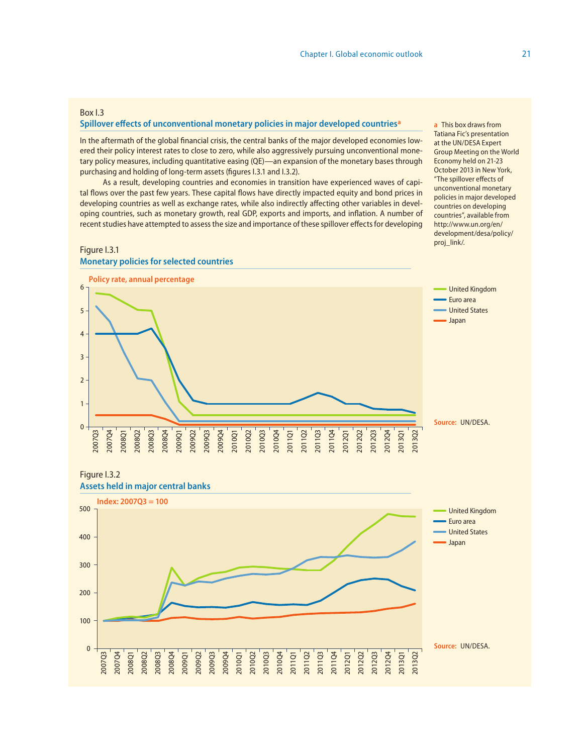Box I.3

## Spillover effects of unconventional monetary policies in major developed countries[a]

In the aftermath of the global financial crisis, the central banks of the major developed economies lowered their policy interest rates to close to zero, while also aggressively pursuing unconventional monetary policy measures, including quantitative easing (QE)—an expansion of the monetary bases through purchasing and holding of long-term assets (figures I.3.1 and I.3.2).

As a result, developing countries and economies in transition have experienced waves of capital flows over the past few years. These capital flows have directly impacted equity and bond prices in developing countries as well as exchange rates, while also indirectly affecting other variables in developing countries, such as monetary growth, real GDP, exports and imports, and inflation. A number of recent studies have attempted to assess the size and importance of these spillover effects for developing

a This box draws from Tatiana Fic's presentation at the UN/DESA Expert Group Meeting on the World Economy held on 21-23 October 2013 in New York, "The spillover effects of unconventional monetary policies in major developed countries on developing countries", available from http://www.un.org/en/development/desa/policy/proj_link/.

Figure I.3.1

### Monetary policies for selected countries

Policy rate, annual percentage

Legend: United Kingdom, Euro area, United States, Japan

Source: UN/DESA.

Figure I.3.2

### Assets held in major central banks

Index: 2007Q3 = 100

Legend: United Kingdom, Euro area, United States, Japan

Source: UN/DESA.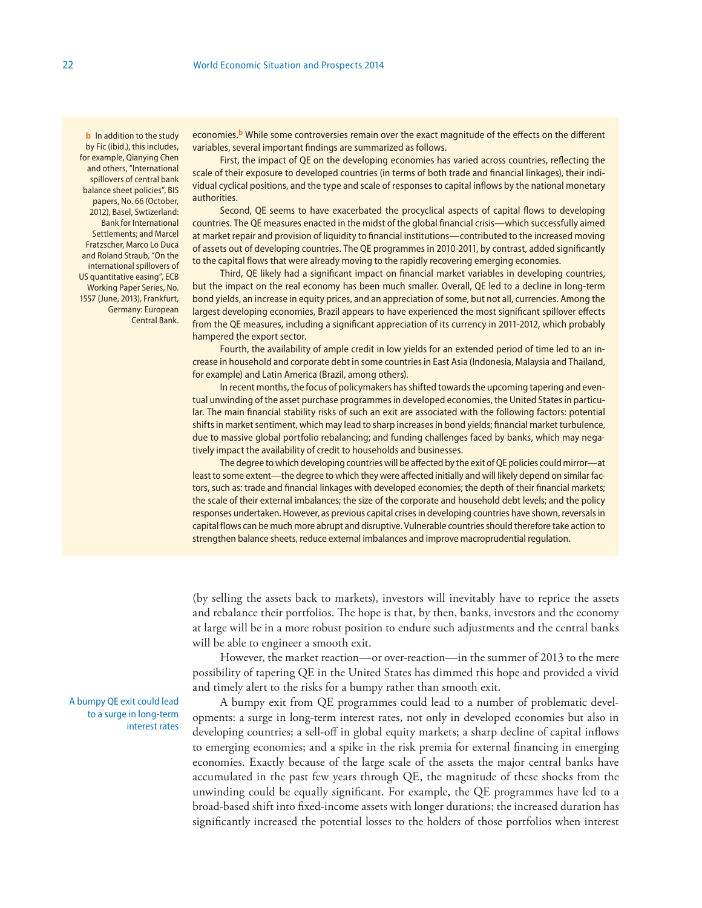economies.[b] While some controversies remain over the exact magnitude of the effects on the different variables, several important findings are summarized as follows.

First, the impact of QE on the developing economies has varied across countries, reflecting the scale of their exposure to developed countries (in terms of both trade and financial linkages), their individual cyclical positions, and the type and scale of responses to capital inflows by the national monetary authorities.

Second, QE seems to have exacerbated the procyclical aspects of capital flows to developing countries. The QE measures enacted in the midst of the global financial crisis—which successfully aimed at market repair and provision of liquidity to financial institutions—contributed to the increased moving of assets out of developing countries. The QE programmes in 2010-2011, by contrast, added significantly to the capital flows that were already moving to the rapidly recovering emerging economies.

Third, QE likely had a significant impact on financial market variables in developing countries, but the impact on the real economy has been much smaller. Overall, QE led to a decline in long-term bond yields, an increase in equity prices, and an appreciation of some, but not all, currencies. Among the largest developing economies, Brazil appears to have experienced the most significant spillover effects from the QE measures, including a significant appreciation of its currency in 2011-2012, which probably hampered the export sector.

Fourth, the availability of ample credit in low yields for an extended period of time led to an increase in household and corporate debt in some countries in East Asia (Indonesia, Malaysia and Thailand, for example) and Latin America (Brazil, among others).

In recent months, the focus of policymakers has shifted towards the upcoming tapering and eventual unwinding of the asset purchase programmes in developed economies, the United States in particular. The main financial stability risks of such an exit are associated with the following factors: potential shifts in market sentiment, which may lead to sharp increases in bond yields; financial market turbulence, due to massive global portfolio rebalancing; and funding challenges faced by banks, which may negatively impact the availability of credit to households and businesses.

The degree to which developing countries will be affected by the exit of QE policies could mirror—at least to some extent—the degree to which they were affected initially and will likely depend on similar factors, such as: trade and financial linkages with developed economies; the depth of their financial markets; the scale of their external imbalances; the size of the corporate and household debt levels; and the policy responses undertaken. However, as previous capital crises in developing countries have shown, reversals in capital flows can be much more abrupt and disruptive. Vulnerable countries should therefore take action to strengthen balance sheets, reduce external imbalances and improve macroprudential regulation.

[b] In addition to the study by Fic (ibid.), this includes, for example, Qianying Chen and others, "International spillovers of central bank balance sheet policies", BIS papers, No. 66 (October, 2012), Basel, Swtizerland: Bank for International Settlements; and Marcel Fratzscher, Marco Lo Duca and Roland Straub, "On the international spillovers of US quantitative easing", ECB Working Paper Series, No. 1557 (June, 2013), Frankfurt, Germany: European Central Bank.

(by selling the assets back to markets), investors will inevitably have to reprice the assets and rebalance their portfolios. The hope is that, by then, banks, investors and the economy at large will be in a more robust position to endure such adjustments and the central banks will be able to engineer a smooth exit.

However, the market reaction—or over-reaction—in the summer of 2013 to the mere possibility of tapering QE in the United States has dimmed this hope and provided a vivid and timely alert to the risks for a bumpy rather than smooth exit.

*A bumpy QE exit could lead to a surge in long-term interest rates*

A bumpy exit from QE programmes could lead to a number of problematic developments: a surge in long-term interest rates, not only in developed economies but also in developing countries; a sell-off in global equity markets; a sharp decline of capital inflows to emerging economies; and a spike in the risk premia for external financing in emerging economies. Exactly because of the large scale of the assets the major central banks have accumulated in the past few years through QE, the magnitude of these shocks from the unwinding could be equally significant. For example, the QE programmes have led to a broad-based shift into fixed-income assets with longer durations; the increased duration has significantly increased the potential losses to the holders of those portfolios when interest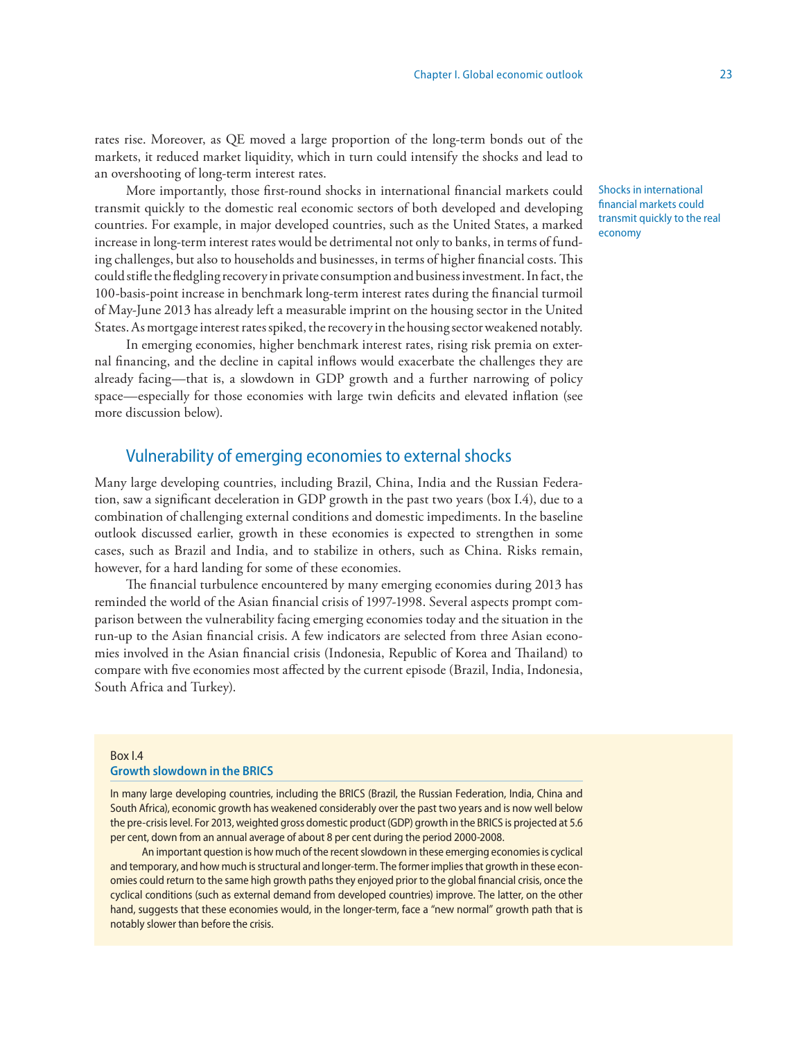rates rise. Moreover, as QE moved a large proportion of the long-term bonds out of the markets, it reduced market liquidity, which in turn could intensify the shocks and lead to an overshooting of long-term interest rates.

Shocks in international financial markets could transmit quickly to the real economy

More importantly, those first-round shocks in international financial markets could transmit quickly to the domestic real economic sectors of both developed and developing countries. For example, in major developed countries, such as the United States, a marked increase in long-term interest rates would be detrimental not only to banks, in terms of funding challenges, but also to households and businesses, in terms of higher financial costs. This could stifle the fledgling recovery in private consumption and business investment. In fact, the 100-basis-point increase in benchmark long-term interest rates during the financial turmoil of May-June 2013 has already left a measurable imprint on the housing sector in the United States. As mortgage interest rates spiked, the recovery in the housing sector weakened notably.

In emerging economies, higher benchmark interest rates, rising risk premia on external financing, and the decline in capital inflows would exacerbate the challenges they are already facing—that is, a slowdown in GDP growth and a further narrowing of policy space—especially for those economies with large twin deficits and elevated inflation (see more discussion below).

## Vulnerability of emerging economies to external shocks

Many large developing countries, including Brazil, China, India and the Russian Federation, saw a significant deceleration in GDP growth in the past two years (box I.4), due to a combination of challenging external conditions and domestic impediments. In the baseline outlook discussed earlier, growth in these economies is expected to strengthen in some cases, such as Brazil and India, and to stabilize in others, such as China. Risks remain, however, for a hard landing for some of these economies.

The financial turbulence encountered by many emerging economies during 2013 has reminded the world of the Asian financial crisis of 1997-1998. Several aspects prompt comparison between the vulnerability facing emerging economies today and the situation in the run-up to the Asian financial crisis. A few indicators are selected from three Asian economies involved in the Asian financial crisis (Indonesia, Republic of Korea and Thailand) to compare with five economies most affected by the current episode (Brazil, India, Indonesia, South Africa and Turkey).

Box I.4

### Growth slowdown in the BRICS

In many large developing countries, including the BRICS (Brazil, the Russian Federation, India, China and South Africa), economic growth has weakened considerably over the past two years and is now well below the pre-crisis level. For 2013, weighted gross domestic product (GDP) growth in the BRICS is projected at 5.6 per cent, down from an annual average of about 8 per cent during the period 2000-2008.

An important question is how much of the recent slowdown in these emerging economies is cyclical and temporary, and how much is structural and longer-term. The former implies that growth in these economies could return to the same high growth paths they enjoyed prior to the global financial crisis, once the cyclical conditions (such as external demand from developed countries) improve. The latter, on the other hand, suggests that these economies would, in the longer-term, face a "new normal" growth path that is notably slower than before the crisis.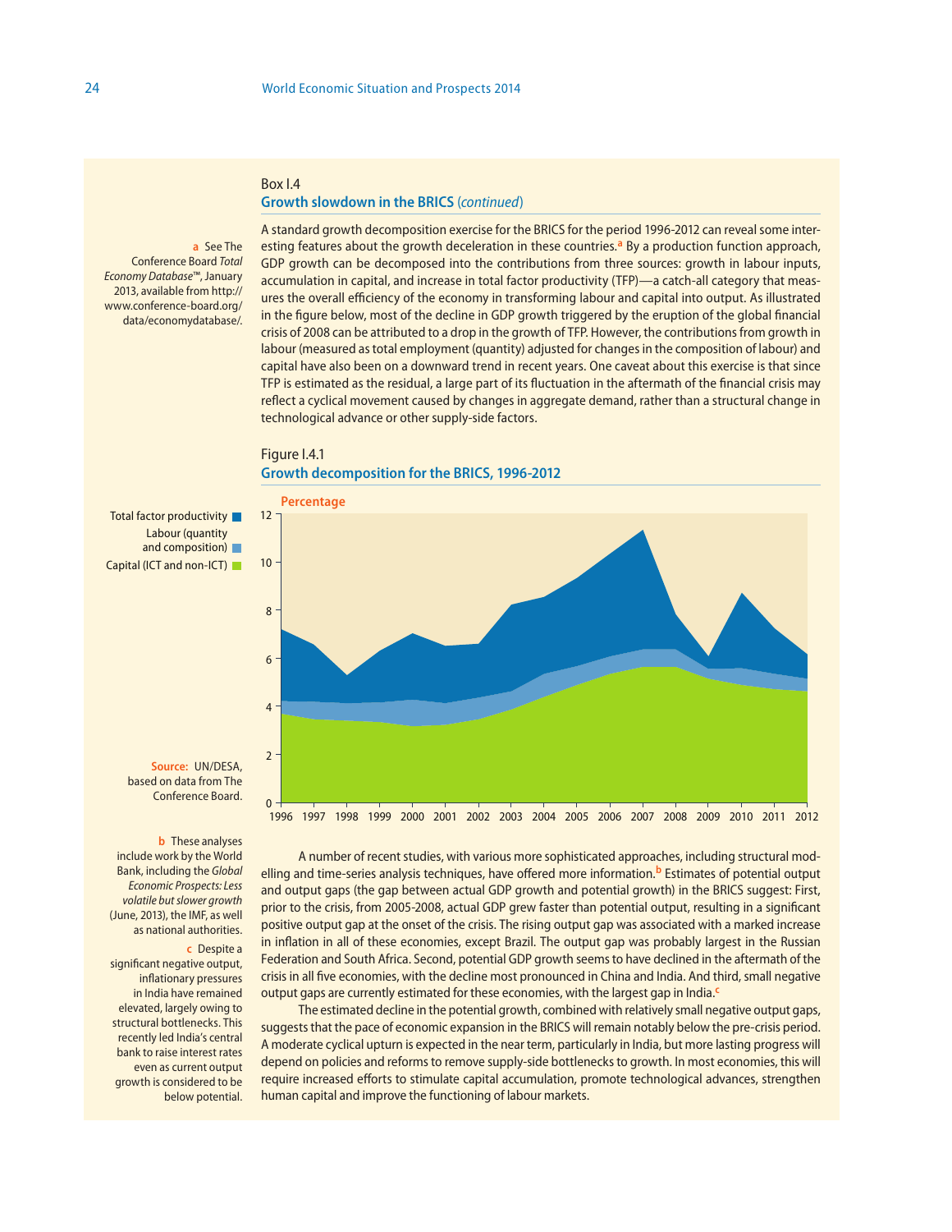Box I.4

**Growth slowdown in the BRICS** (*continued*)

A standard growth decomposition exercise for the BRICS for the period 1996-2012 can reveal some interesting features about the growth deceleration in these countries.[a] By a production function approach, GDP growth can be decomposed into the contributions from three sources: growth in labour inputs, accumulation in capital, and increase in total factor productivity (TFP)—a catch-all category that measures the overall efficiency of the economy in transforming labour and capital into output. As illustrated in the figure below, most of the decline in GDP growth triggered by the eruption of the global financial crisis of 2008 can be attributed to a drop in the growth of TFP. However, the contributions from growth in labour (measured as total employment (quantity) adjusted for changes in the composition of labour) and capital have also been on a downward trend in recent years. One caveat about this exercise is that since TFP is estimated as the residual, a large part of its fluctuation in the aftermath of the financial crisis may reflect a cyclical movement caused by changes in aggregate demand, rather than a structural change in technological advance or other supply-side factors.

Figure I.4.1

**Growth decomposition for the BRICS, 1996-2012**

Percentage

Legend: Total factor productivity; Labour (quantity and composition); Capital (ICT and non-ICT)

**Source:** UN/DESA, based on data from The Conference Board.

A number of recent studies, with various more sophisticated approaches, including structural modelling and time-series analysis techniques, have offered more information.[b] Estimates of potential output and output gaps (the gap between actual GDP growth and potential growth) in the BRICS suggest: First, prior to the crisis, from 2005-2008, actual GDP grew faster than potential output, resulting in a significant positive output gap at the onset of the crisis. The rising output gap was associated with a marked increase in inflation in all of these economies, except Brazil. The output gap was probably largest in the Russian Federation and South Africa. Second, potential GDP growth seems to have declined in the aftermath of the crisis in all five economies, with the decline most pronounced in China and India. And third, small negative output gaps are currently estimated for these economies, with the largest gap in India.[c]

The estimated decline in the potential growth, combined with relatively small negative output gaps, suggests that the pace of economic expansion in the BRICS will remain notably below the pre-crisis period. A moderate cyclical upturn is expected in the near term, particularly in India, but more lasting progress will depend on policies and reforms to remove supply-side bottlenecks to growth. In most economies, this will require increased efforts to stimulate capital accumulation, promote technological advances, strengthen human capital and improve the functioning of labour markets.

---

a See The Conference Board *Total Economy Database™*, January 2013, available from http://www.conference-board.org/data/economydatabase/.

b These analyses include work by the World Bank, including the *Global Economic Prospects: Less volatile but slower growth* (June, 2013), the IMF, as well as national authorities.

c Despite a significant negative output, inflationary pressures in India have remained elevated, largely owing to structural bottlenecks. This recently led India's central bank to raise interest rates even as current output growth is considered to be below potential.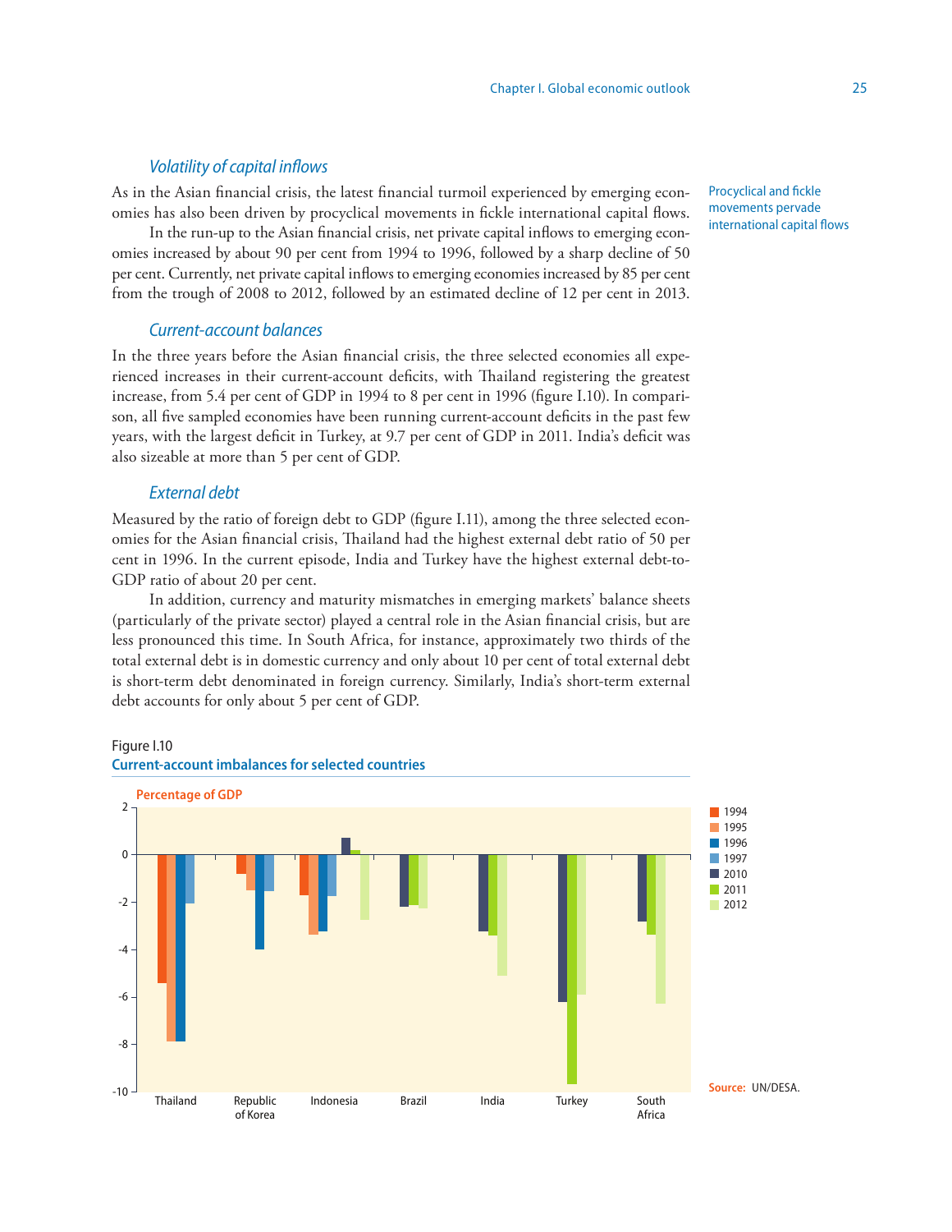### *Volatility of capital inflows*

As in the Asian financial crisis, the latest financial turmoil experienced by emerging economies has also been driven by procyclical movements in fickle international capital flows.

Procyclical and fickle movements pervade international capital flows

In the run-up to the Asian financial crisis, net private capital inflows to emerging economies increased by about 90 per cent from 1994 to 1996, followed by a sharp decline of 50 per cent. Currently, net private capital inflows to emerging economies increased by 85 per cent from the trough of 2008 to 2012, followed by an estimated decline of 12 per cent in 2013.

### *Current-account balances*

In the three years before the Asian financial crisis, the three selected economies all experienced increases in their current-account deficits, with Thailand registering the greatest increase, from 5.4 per cent of GDP in 1994 to 8 per cent in 1996 (figure I.10). In comparison, all five sampled economies have been running current-account deficits in the past few years, with the largest deficit in Turkey, at 9.7 per cent of GDP in 2011. India's deficit was also sizeable at more than 5 per cent of GDP.

### *External debt*

Measured by the ratio of foreign debt to GDP (figure I.11), among the three selected economies for the Asian financial crisis, Thailand had the highest external debt ratio of 50 per cent in 1996. In the current episode, India and Turkey have the highest external debt-to-GDP ratio of about 20 per cent.

In addition, currency and maturity mismatches in emerging markets' balance sheets (particularly of the private sector) played a central role in the Asian financial crisis, but are less pronounced this time. In South Africa, for instance, approximately two thirds of the total external debt is in domestic currency and only about 10 per cent of total external debt is short-term debt denominated in foreign currency. Similarly, India's short-term external debt accounts for only about 5 per cent of GDP.

Figure I.10
**Current-account imbalances for selected countries**

Percentage of GDP

Legend: 1994, 1995, 1996, 1997, 2010, 2011, 2012

Countries: Thailand, Republic of Korea, Indonesia, Brazil, India, Turkey, South Africa

**Source:** UN/DESA.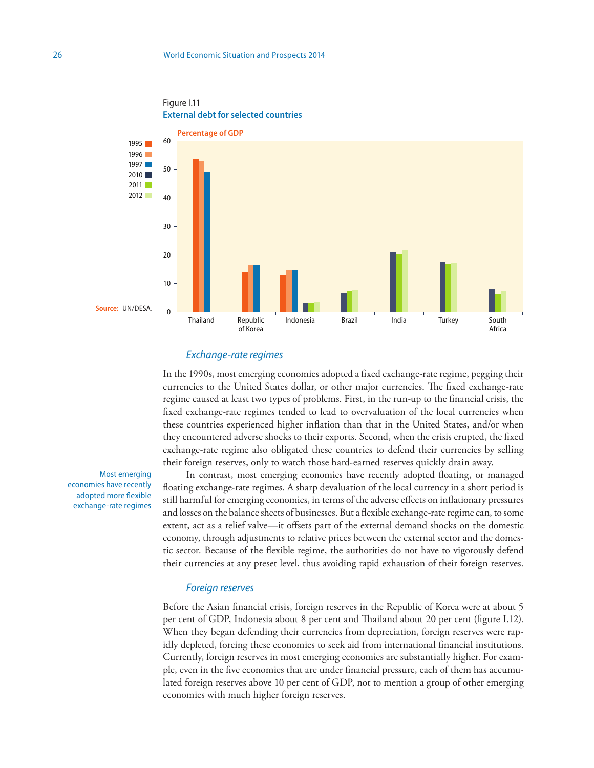Figure I.11
**External debt for selected countries**

Percentage of GDP

1995
1996
1997
2010
2011
2012

60
50
40
30
20
10
0

Thailand
Republic of Korea
Indonesia
Brazil
India
Turkey
South Africa

**Source:** UN/DESA.

### *Exchange-rate regimes*

In the 1990s, most emerging economies adopted a fixed exchange-rate regime, pegging their currencies to the United States dollar, or other major currencies. The fixed exchange-rate regime caused at least two types of problems. First, in the run-up to the financial crisis, the fixed exchange-rate regimes tended to lead to overvaluation of the local currencies when these countries experienced higher inflation than that in the United States, and/or when they encountered adverse shocks to their exports. Second, when the crisis erupted, the fixed exchange-rate regime also obligated these countries to defend their currencies by selling their foreign reserves, only to watch those hard-earned reserves quickly drain away.

Most emerging economies have recently adopted more flexible exchange-rate regimes

In contrast, most emerging economies have recently adopted floating, or managed floating exchange-rate regimes. A sharp devaluation of the local currency in a short period is still harmful for emerging economies, in terms of the adverse effects on inflationary pressures and losses on the balance sheets of businesses. But a flexible exchange-rate regime can, to some extent, act as a relief valve—it offsets part of the external demand shocks on the domestic economy, through adjustments to relative prices between the external sector and the domestic sector. Because of the flexible regime, the authorities do not have to vigorously defend their currencies at any preset level, thus avoiding rapid exhaustion of their foreign reserves.

### *Foreign reserves*

Before the Asian financial crisis, foreign reserves in the Republic of Korea were at about 5 per cent of GDP, Indonesia about 8 per cent and Thailand about 20 per cent (figure I.12). When they began defending their currencies from depreciation, foreign reserves were rapidly depleted, forcing these economies to seek aid from international financial institutions. Currently, foreign reserves in most emerging economies are substantially higher. For example, even in the five economies that are under financial pressure, each of them has accumulated foreign reserves above 10 per cent of GDP, not to mention a group of other emerging economies with much higher foreign reserves.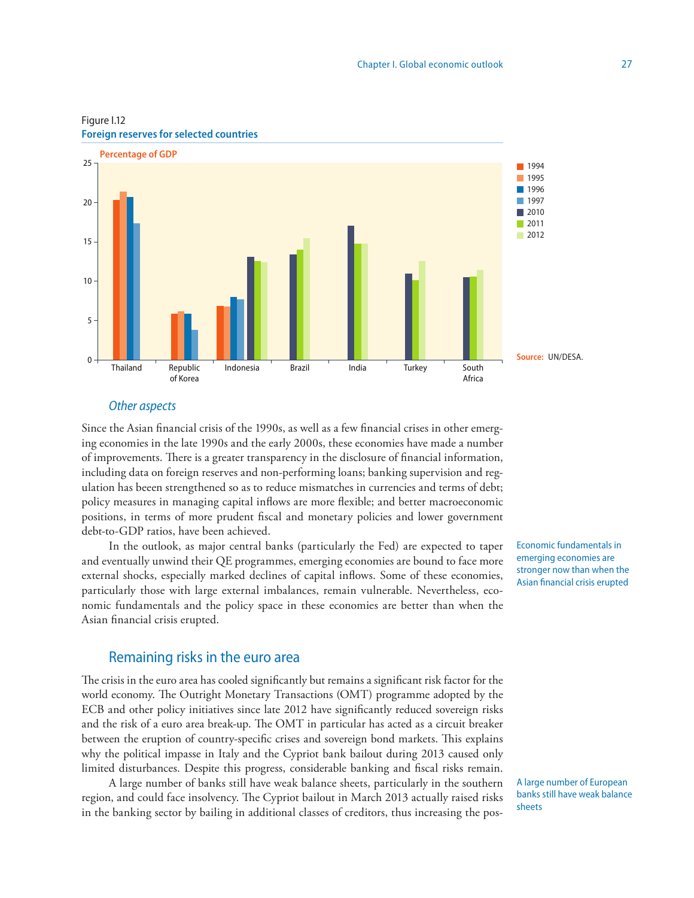Figure I.12
**Foreign reserves for selected countries**

Percentage of GDP

Source: UN/DESA.

### *Other aspects*

Since the Asian financial crisis of the 1990s, as well as a few financial crises in other emerging economies in the late 1990s and the early 2000s, these economies have made a number of improvements. There is a greater transparency in the disclosure of financial information, including data on foreign reserves and non-performing loans; banking supervision and regulation has beeen strengthened so as to reduce mismatches in currencies and terms of debt; policy measures in managing capital inflows are more flexible; and better macroeconomic positions, in terms of more prudent fiscal and monetary policies and lower government debt-to-GDP ratios, have been achieved.

Economic fundamentals in emerging economies are stronger now than when the Asian financial crisis erupted

In the outlook, as major central banks (particularly the Fed) are expected to taper and eventually unwind their QE programmes, emerging economies are bound to face more external shocks, especially marked declines of capital inflows. Some of these economies, particularly those with large external imbalances, remain vulnerable. Nevertheless, economic fundamentals and the policy space in these economies are better than when the Asian financial crisis erupted.

## Remaining risks in the euro area

The crisis in the euro area has cooled significantly but remains a significant risk factor for the world economy. The Outright Monetary Transactions (OMT) programme adopted by the ECB and other policy initiatives since late 2012 have significantly reduced sovereign risks and the risk of a euro area break-up. The OMT in particular has acted as a circuit breaker between the eruption of country-specific crises and sovereign bond markets. This explains why the political impasse in Italy and the Cypriot bank bailout during 2013 caused only limited disturbances. Despite this progress, considerable banking and fiscal risks remain.

A large number of European banks still have weak balance sheets

A large number of banks still have weak balance sheets, particularly in the southern region, and could face insolvency. The Cypriot bailout in March 2013 actually raised risks in the banking sector by bailing in additional classes of creditors, thus increasing the pos-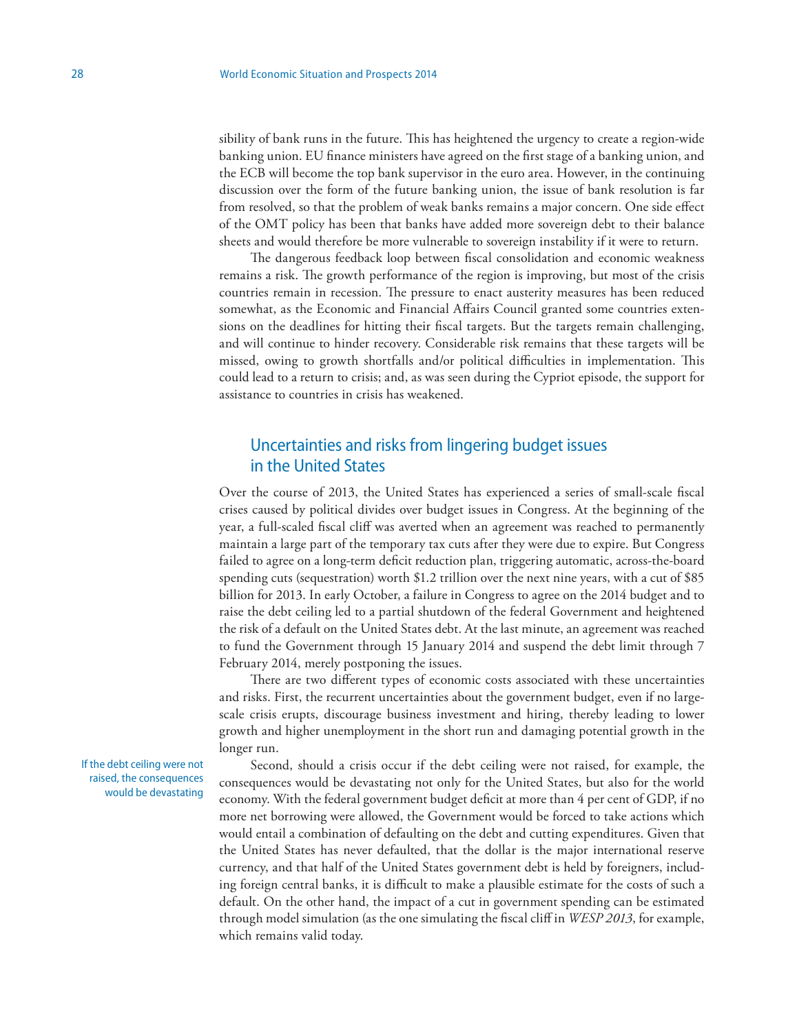sibility of bank runs in the future. This has heightened the urgency to create a region-wide banking union. EU finance ministers have agreed on the first stage of a banking union, and the ECB will become the top bank supervisor in the euro area. However, in the continuing discussion over the form of the future banking union, the issue of bank resolution is far from resolved, so that the problem of weak banks remains a major concern. One side effect of the OMT policy has been that banks have added more sovereign debt to their balance sheets and would therefore be more vulnerable to sovereign instability if it were to return.

The dangerous feedback loop between fiscal consolidation and economic weakness remains a risk. The growth performance of the region is improving, but most of the crisis countries remain in recession. The pressure to enact austerity measures has been reduced somewhat, as the Economic and Financial Affairs Council granted some countries extensions on the deadlines for hitting their fiscal targets. But the targets remain challenging, and will continue to hinder recovery. Considerable risk remains that these targets will be missed, owing to growth shortfalls and/or political difficulties in implementation. This could lead to a return to crisis; and, as was seen during the Cypriot episode, the support for assistance to countries in crisis has weakened.

## Uncertainties and risks from lingering budget issues in the United States

Over the course of 2013, the United States has experienced a series of small-scale fiscal crises caused by political divides over budget issues in Congress. At the beginning of the year, a full-scaled fiscal cliff was averted when an agreement was reached to permanently maintain a large part of the temporary tax cuts after they were due to expire. But Congress failed to agree on a long-term deficit reduction plan, triggering automatic, across-the-board spending cuts (sequestration) worth $1.2 trillion over the next nine years, with a cut of $85 billion for 2013. In early October, a failure in Congress to agree on the 2014 budget and to raise the debt ceiling led to a partial shutdown of the federal Government and heightened the risk of a default on the United States debt. At the last minute, an agreement was reached to fund the Government through 15 January 2014 and suspend the debt limit through 7 February 2014, merely postponing the issues.

There are two different types of economic costs associated with these uncertainties and risks. First, the recurrent uncertainties about the government budget, even if no large-scale crisis erupts, discourage business investment and hiring, thereby leading to lower growth and higher unemployment in the short run and damaging potential growth in the longer run.

If the debt ceiling were not raised, the consequences would be devastating

Second, should a crisis occur if the debt ceiling were not raised, for example, the consequences would be devastating not only for the United States, but also for the world economy. With the federal government budget deficit at more than 4 per cent of GDP, if no more net borrowing were allowed, the Government would be forced to take actions which would entail a combination of defaulting on the debt and cutting expenditures. Given that the United States has never defaulted, that the dollar is the major international reserve currency, and that half of the United States government debt is held by foreigners, including foreign central banks, it is difficult to make a plausible estimate for the costs of such a default. On the other hand, the impact of a cut in government spending can be estimated through model simulation (as the one simulating the fiscal cliff in *WESP 2013*, for example, which remains valid today.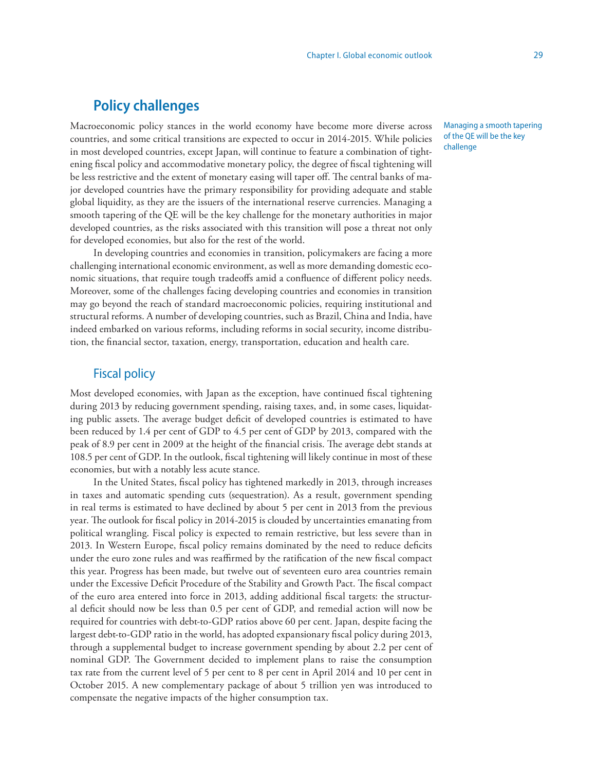## Policy challenges

Managing a smooth tapering of the QE will be the key challenge

Macroeconomic policy stances in the world economy have become more diverse across countries, and some critical transitions are expected to occur in 2014-2015. While policies in most developed countries, except Japan, will continue to feature a combination of tightening fiscal policy and accommodative monetary policy, the degree of fiscal tightening will be less restrictive and the extent of monetary easing will taper off. The central banks of major developed countries have the primary responsibility for providing adequate and stable global liquidity, as they are the issuers of the international reserve currencies. Managing a smooth tapering of the QE will be the key challenge for the monetary authorities in major developed countries, as the risks associated with this transition will pose a threat not only for developed economies, but also for the rest of the world.

In developing countries and economies in transition, policymakers are facing a more challenging international economic environment, as well as more demanding domestic economic situations, that require tough tradeoffs amid a confluence of different policy needs. Moreover, some of the challenges facing developing countries and economies in transition may go beyond the reach of standard macroeconomic policies, requiring institutional and structural reforms. A number of developing countries, such as Brazil, China and India, have indeed embarked on various reforms, including reforms in social security, income distribution, the financial sector, taxation, energy, transportation, education and health care.

### Fiscal policy

Most developed economies, with Japan as the exception, have continued fiscal tightening during 2013 by reducing government spending, raising taxes, and, in some cases, liquidating public assets. The average budget deficit of developed countries is estimated to have been reduced by 1.4 per cent of GDP to 4.5 per cent of GDP by 2013, compared with the peak of 8.9 per cent in 2009 at the height of the financial crisis. The average debt stands at 108.5 per cent of GDP. In the outlook, fiscal tightening will likely continue in most of these economies, but with a notably less acute stance.

In the United States, fiscal policy has tightened markedly in 2013, through increases in taxes and automatic spending cuts (sequestration). As a result, government spending in real terms is estimated to have declined by about 5 per cent in 2013 from the previous year. The outlook for fiscal policy in 2014-2015 is clouded by uncertainties emanating from political wrangling. Fiscal policy is expected to remain restrictive, but less severe than in 2013. In Western Europe, fiscal policy remains dominated by the need to reduce deficits under the euro zone rules and was reaffirmed by the ratification of the new fiscal compact this year. Progress has been made, but twelve out of seventeen euro area countries remain under the Excessive Deficit Procedure of the Stability and Growth Pact. The fiscal compact of the euro area entered into force in 2013, adding additional fiscal targets: the structural deficit should now be less than 0.5 per cent of GDP, and remedial action will now be required for countries with debt-to-GDP ratios above 60 per cent. Japan, despite facing the largest debt-to-GDP ratio in the world, has adopted expansionary fiscal policy during 2013, through a supplemental budget to increase government spending by about 2.2 per cent of nominal GDP. The Government decided to implement plans to raise the consumption tax rate from the current level of 5 per cent to 8 per cent in April 2014 and 10 per cent in October 2015. A new complementary package of about 5 trillion yen was introduced to compensate the negative impacts of the higher consumption tax.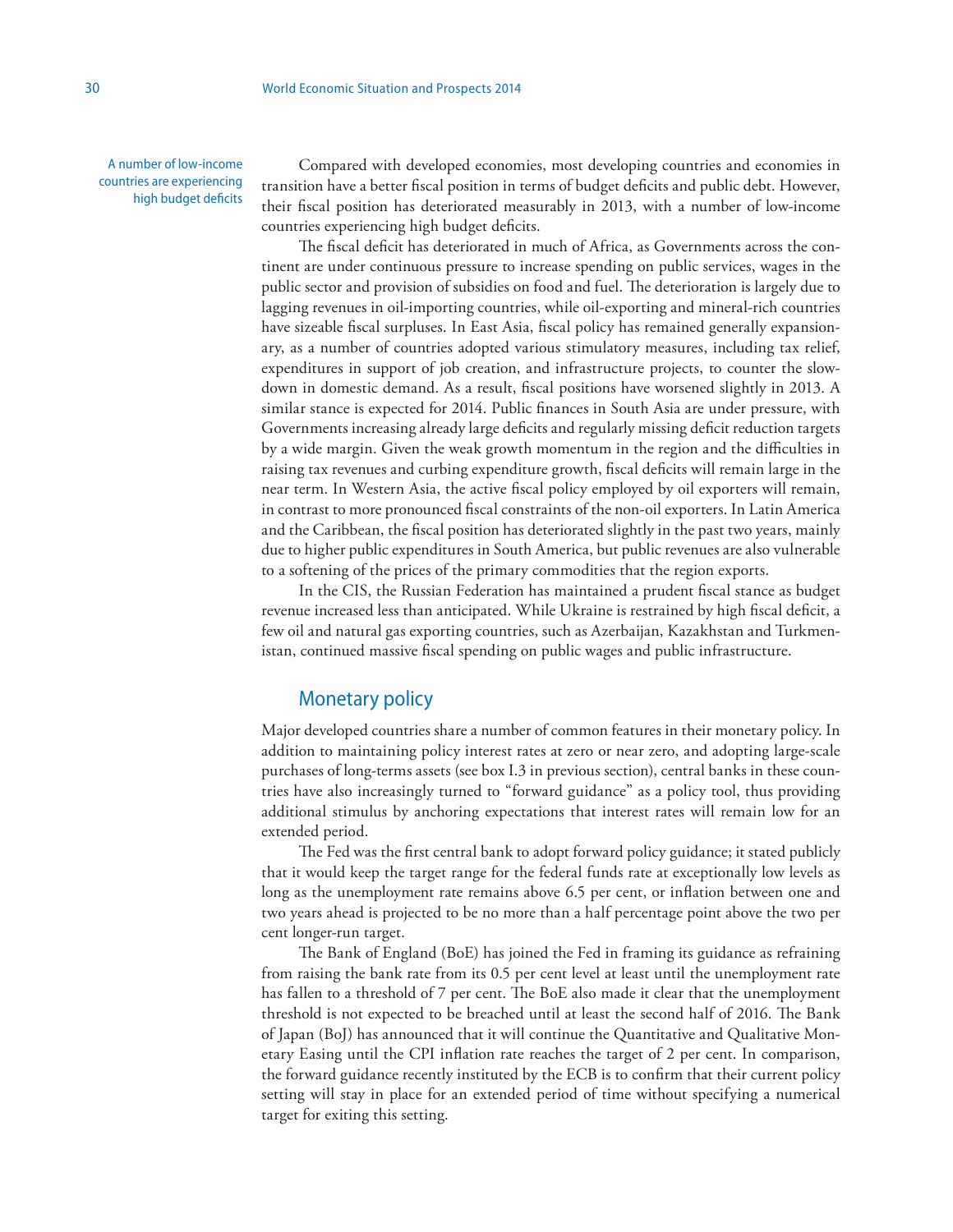A number of low-income countries are experiencing high budget deficits

Compared with developed economies, most developing countries and economies in transition have a better fiscal position in terms of budget deficits and public debt. However, their fiscal position has deteriorated measurably in 2013, with a number of low-income countries experiencing high budget deficits.

The fiscal deficit has deteriorated in much of Africa, as Governments across the continent are under continuous pressure to increase spending on public services, wages in the public sector and provision of subsidies on food and fuel. The deterioration is largely due to lagging revenues in oil-importing countries, while oil-exporting and mineral-rich countries have sizeable fiscal surpluses. In East Asia, fiscal policy has remained generally expansionary, as a number of countries adopted various stimulatory measures, including tax relief, expenditures in support of job creation, and infrastructure projects, to counter the slowdown in domestic demand. As a result, fiscal positions have worsened slightly in 2013. A similar stance is expected for 2014. Public finances in South Asia are under pressure, with Governments increasing already large deficits and regularly missing deficit reduction targets by a wide margin. Given the weak growth momentum in the region and the difficulties in raising tax revenues and curbing expenditure growth, fiscal deficits will remain large in the near term. In Western Asia, the active fiscal policy employed by oil exporters will remain, in contrast to more pronounced fiscal constraints of the non-oil exporters. In Latin America and the Caribbean, the fiscal position has deteriorated slightly in the past two years, mainly due to higher public expenditures in South America, but public revenues are also vulnerable to a softening of the prices of the primary commodities that the region exports.

In the CIS, the Russian Federation has maintained a prudent fiscal stance as budget revenue increased less than anticipated. While Ukraine is restrained by high fiscal deficit, a few oil and natural gas exporting countries, such as Azerbaijan, Kazakhstan and Turkmenistan, continued massive fiscal spending on public wages and public infrastructure.

## Monetary policy

Major developed countries share a number of common features in their monetary policy. In addition to maintaining policy interest rates at zero or near zero, and adopting large-scale purchases of long-terms assets (see box I.3 in previous section), central banks in these countries have also increasingly turned to "forward guidance" as a policy tool, thus providing additional stimulus by anchoring expectations that interest rates will remain low for an extended period.

The Fed was the first central bank to adopt forward policy guidance; it stated publicly that it would keep the target range for the federal funds rate at exceptionally low levels as long as the unemployment rate remains above 6.5 per cent, or inflation between one and two years ahead is projected to be no more than a half percentage point above the two per cent longer-run target.

The Bank of England (BoE) has joined the Fed in framing its guidance as refraining from raising the bank rate from its 0.5 per cent level at least until the unemployment rate has fallen to a threshold of 7 per cent. The BoE also made it clear that the unemployment threshold is not expected to be breached until at least the second half of 2016. The Bank of Japan (BoJ) has announced that it will continue the Quantitative and Qualitative Monetary Easing until the CPI inflation rate reaches the target of 2 per cent. In comparison, the forward guidance recently instituted by the ECB is to confirm that their current policy setting will stay in place for an extended period of time without specifying a numerical target for exiting this setting.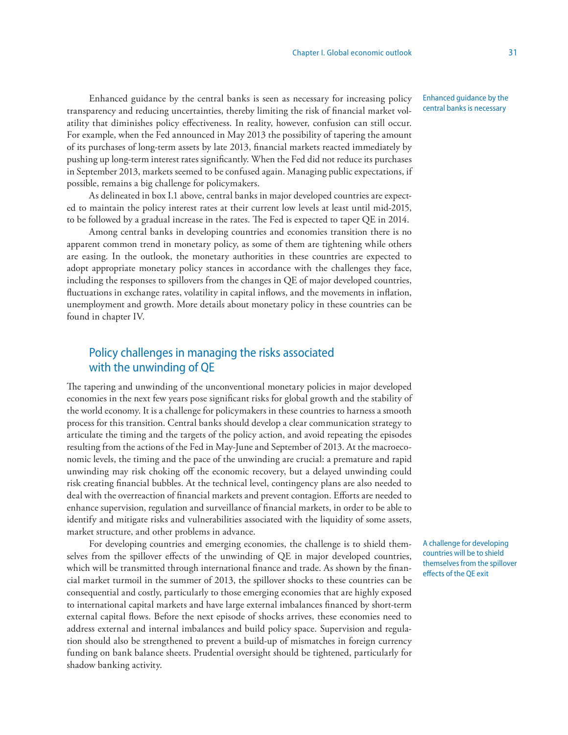Enhanced guidance by the central banks is seen as necessary for increasing policy transparency and reducing uncertainties, thereby limiting the risk of financial market volatility that diminishes policy effectiveness. In reality, however, confusion can still occur. For example, when the Fed announced in May 2013 the possibility of tapering the amount of its purchases of long-term assets by late 2013, financial markets reacted immediately by pushing up long-term interest rates significantly. When the Fed did not reduce its purchases in September 2013, markets seemed to be confused again. Managing public expectations, if possible, remains a big challenge for policymakers.

Enhanced guidance by the central banks is necessary

As delineated in box I.1 above, central banks in major developed countries are expected to maintain the policy interest rates at their current low levels at least until mid-2015, to be followed by a gradual increase in the rates. The Fed is expected to taper QE in 2014.

Among central banks in developing countries and economies transition there is no apparent common trend in monetary policy, as some of them are tightening while others are easing. In the outlook, the monetary authorities in these countries are expected to adopt appropriate monetary policy stances in accordance with the challenges they face, including the responses to spillovers from the changes in QE of major developed countries, fluctuations in exchange rates, volatility in capital inflows, and the movements in inflation, unemployment and growth. More details about monetary policy in these countries can be found in chapter IV.

## Policy challenges in managing the risks associated with the unwinding of QE

The tapering and unwinding of the unconventional monetary policies in major developed economies in the next few years pose significant risks for global growth and the stability of the world economy. It is a challenge for policymakers in these countries to harness a smooth process for this transition. Central banks should develop a clear communication strategy to articulate the timing and the targets of the policy action, and avoid repeating the episodes resulting from the actions of the Fed in May-June and September of 2013. At the macroeconomic levels, the timing and the pace of the unwinding are crucial: a premature and rapid unwinding may risk choking off the economic recovery, but a delayed unwinding could risk creating financial bubbles. At the technical level, contingency plans are also needed to deal with the overreaction of financial markets and prevent contagion. Efforts are needed to enhance supervision, regulation and surveillance of financial markets, in order to be able to identify and mitigate risks and vulnerabilities associated with the liquidity of some assets, market structure, and other problems in advance.

For developing countries and emerging economies, the challenge is to shield themselves from the spillover effects of the unwinding of QE in major developed countries, which will be transmitted through international finance and trade. As shown by the financial market turmoil in the summer of 2013, the spillover shocks to these countries can be consequential and costly, particularly to those emerging economies that are highly exposed to international capital markets and have large external imbalances financed by short-term external capital flows. Before the next episode of shocks arrives, these economies need to address external and internal imbalances and build policy space. Supervision and regulation should also be strengthened to prevent a build-up of mismatches in foreign currency funding on bank balance sheets. Prudential oversight should be tightened, particularly for shadow banking activity.

A challenge for developing countries will be to shield themselves from the spillover effects of the QE exit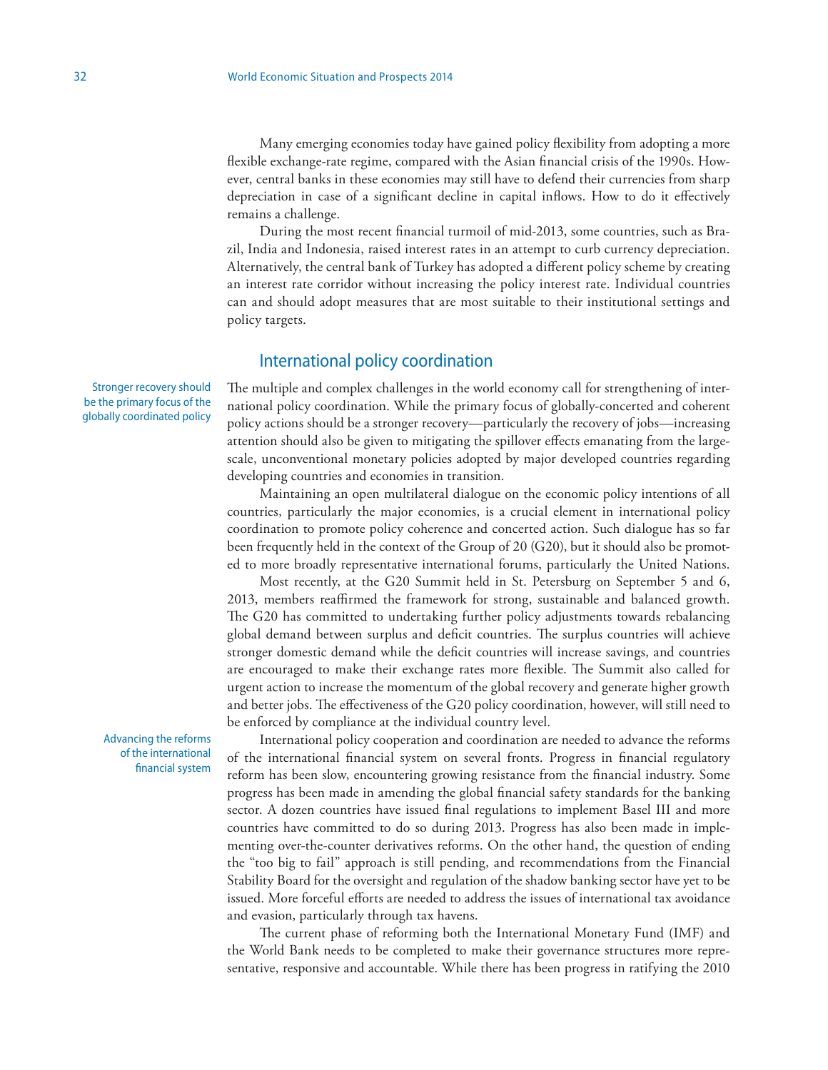Many emerging economies today have gained policy flexibility from adopting a more flexible exchange-rate regime, compared with the Asian financial crisis of the 1990s. However, central banks in these economies may still have to defend their currencies from sharp depreciation in case of a significant decline in capital inflows. How to do it effectively remains a challenge.

During the most recent financial turmoil of mid-2013, some countries, such as Brazil, India and Indonesia, raised interest rates in an attempt to curb currency depreciation. Alternatively, the central bank of Turkey has adopted a different policy scheme by creating an interest rate corridor without increasing the policy interest rate. Individual countries can and should adopt measures that are most suitable to their institutional settings and policy targets.

## International policy coordination

Stronger recovery should be the primary focus of the globally coordinated policy

The multiple and complex challenges in the world economy call for strengthening of international policy coordination. While the primary focus of globally-concerted and coherent policy actions should be a stronger recovery—particularly the recovery of jobs—increasing attention should also be given to mitigating the spillover effects emanating from the large-scale, unconventional monetary policies adopted by major developed countries regarding developing countries and economies in transition.

Maintaining an open multilateral dialogue on the economic policy intentions of all countries, particularly the major economies, is a crucial element in international policy coordination to promote policy coherence and concerted action. Such dialogue has so far been frequently held in the context of the Group of 20 (G20), but it should also be promoted to more broadly representative international forums, particularly the United Nations.

Most recently, at the G20 Summit held in St. Petersburg on September 5 and 6, 2013, members reaffirmed the framework for strong, sustainable and balanced growth. The G20 has committed to undertaking further policy adjustments towards rebalancing global demand between surplus and deficit countries. The surplus countries will achieve stronger domestic demand while the deficit countries will increase savings, and countries are encouraged to make their exchange rates more flexible. The Summit also called for urgent action to increase the momentum of the global recovery and generate higher growth and better jobs. The effectiveness of the G20 policy coordination, however, will still need to be enforced by compliance at the individual country level.

Advancing the reforms of the international financial system

International policy cooperation and coordination are needed to advance the reforms of the international financial system on several fronts. Progress in financial regulatory reform has been slow, encountering growing resistance from the financial industry. Some progress has been made in amending the global financial safety standards for the banking sector. A dozen countries have issued final regulations to implement Basel III and more countries have committed to do so during 2013. Progress has also been made in implementing over-the-counter derivatives reforms. On the other hand, the question of ending the "too big to fail" approach is still pending, and recommendations from the Financial Stability Board for the oversight and regulation of the shadow banking sector have yet to be issued. More forceful efforts are needed to address the issues of international tax avoidance and evasion, particularly through tax havens.

The current phase of reforming both the International Monetary Fund (IMF) and the World Bank needs to be completed to make their governance structures more representative, responsive and accountable. While there has been progress in ratifying the 2010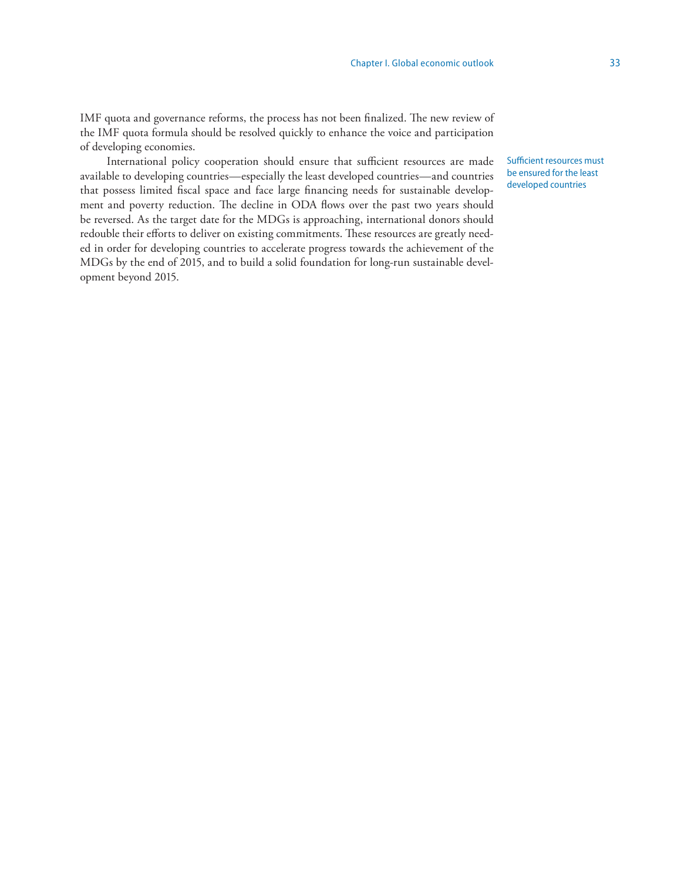IMF quota and governance reforms, the process has not been finalized. The new review of the IMF quota formula should be resolved quickly to enhance the voice and participation of developing economies.

Sufficient resources must be ensured for the least developed countries

International policy cooperation should ensure that sufficient resources are made available to developing countries—especially the least developed countries—and countries that possess limited fiscal space and face large financing needs for sustainable development and poverty reduction. The decline in ODA flows over the past two years should be reversed. As the target date for the MDGs is approaching, international donors should redouble their efforts to deliver on existing commitments. These resources are greatly needed in order for developing countries to accelerate progress towards the achievement of the MDGs by the end of 2015, and to build a solid foundation for long-run sustainable development beyond 2015.